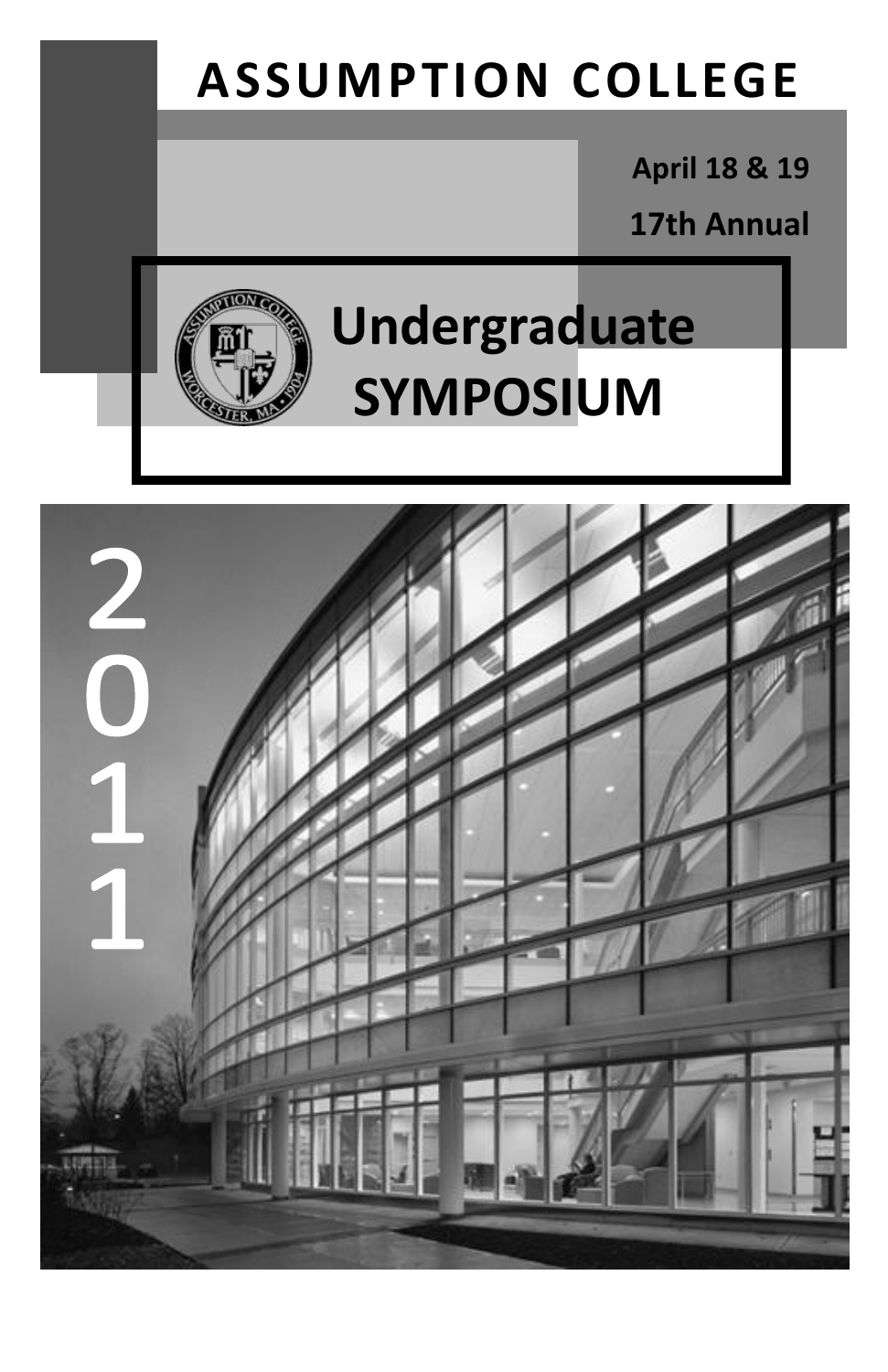# ASSUMPTION COLLEGE

**April 18 & 19**

**17th Annual**

# Undergraduate SYMPOSIUM

2011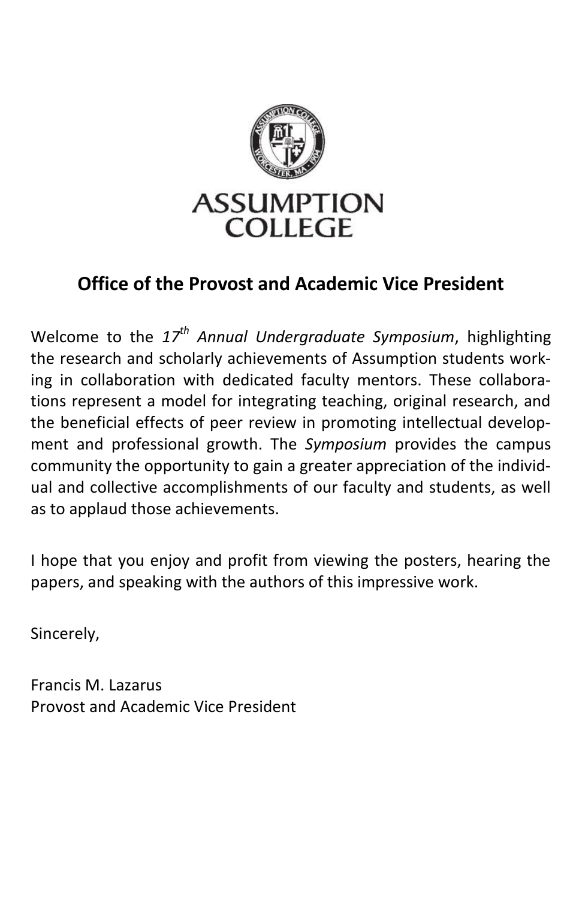ASSUMPTION COLLEGE

## Office of the Provost and Academic Vice President

Welcome to the *17th Annual Undergraduate Symposium*, highlighting the research and scholarly achievements of Assumption students working in collaboration with dedicated faculty mentors. These collaborations represent a model for integrating teaching, original research, and the beneficial effects of peer review in promoting intellectual development and professional growth. The *Symposium* provides the campus community the opportunity to gain a greater appreciation of the individual and collective accomplishments of our faculty and students, as well as to applaud those achievements.

I hope that you enjoy and profit from viewing the posters, hearing the papers, and speaking with the authors of this impressive work.

Sincerely,

Francis M. Lazarus
Provost and Academic Vice President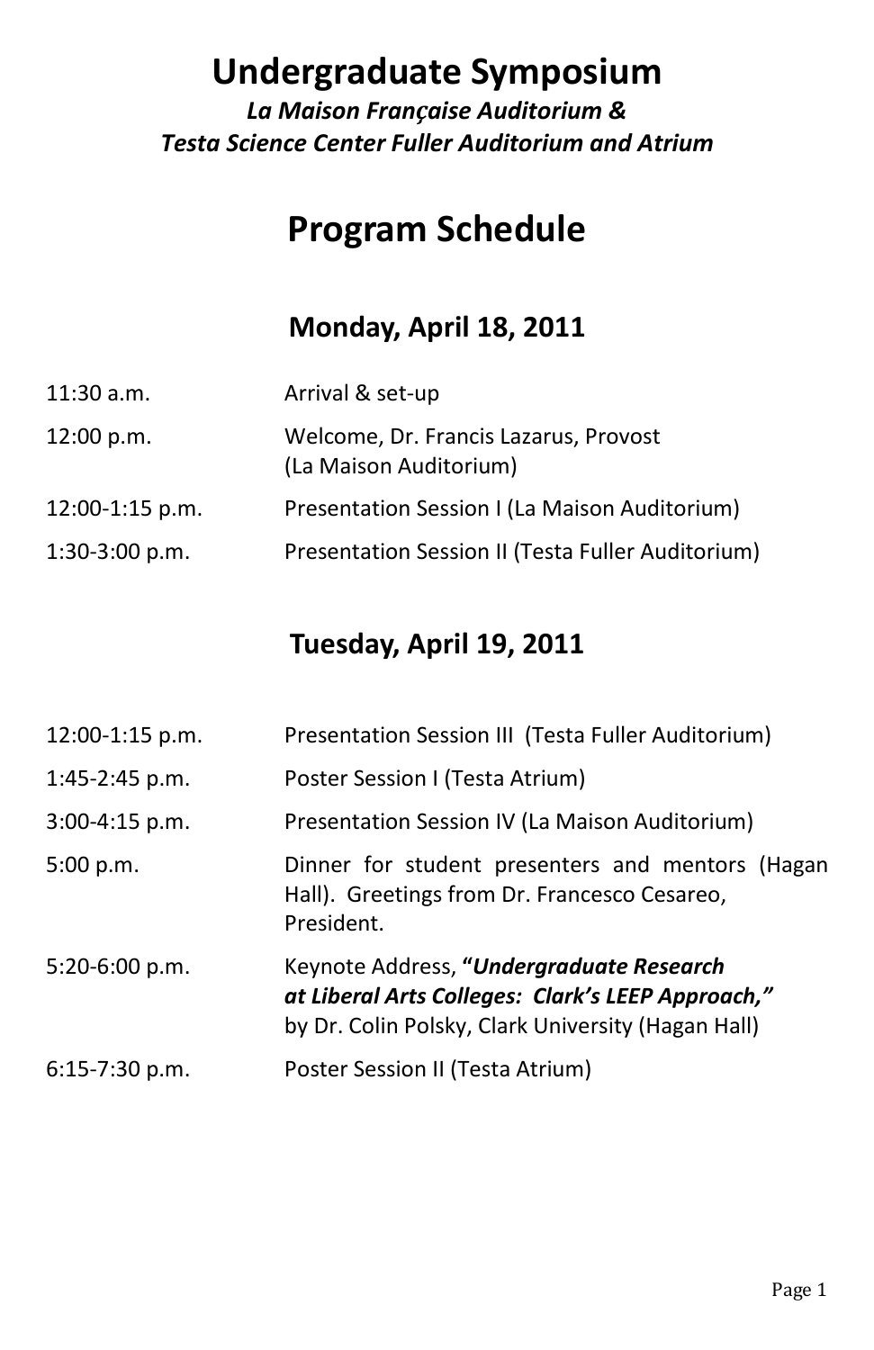# Undergraduate Symposium

***La Maison Française Auditorium &***
***Testa Science Center Fuller Auditorium and Atrium***

# Program Schedule

## Monday, April 18, 2011

| | |
|---|---|
| 11:30 a.m. | Arrival & set-up |
| 12:00 p.m. | Welcome, Dr. Francis Lazarus, Provost (La Maison Auditorium) |
| 12:00-1:15 p.m. | Presentation Session I (La Maison Auditorium) |
| 1:30-3:00 p.m. | Presentation Session II (Testa Fuller Auditorium) |

## Tuesday, April 19, 2011

| | |
|---|---|
| 12:00-1:15 p.m. | Presentation Session III (Testa Fuller Auditorium) |
| 1:45-2:45 p.m. | Poster Session I (Testa Atrium) |
| 3:00-4:15 p.m. | Presentation Session IV (La Maison Auditorium) |
| 5:00 p.m. | Dinner for student presenters and mentors (Hagan Hall). Greetings from Dr. Francesco Cesareo, President. |
| 5:20-6:00 p.m. | Keynote Address, **"*Undergraduate Research at Liberal Arts Colleges: Clark's LEEP Approach,*"** by Dr. Colin Polsky, Clark University (Hagan Hall) |
| 6:15-7:30 p.m. | Poster Session II (Testa Atrium) |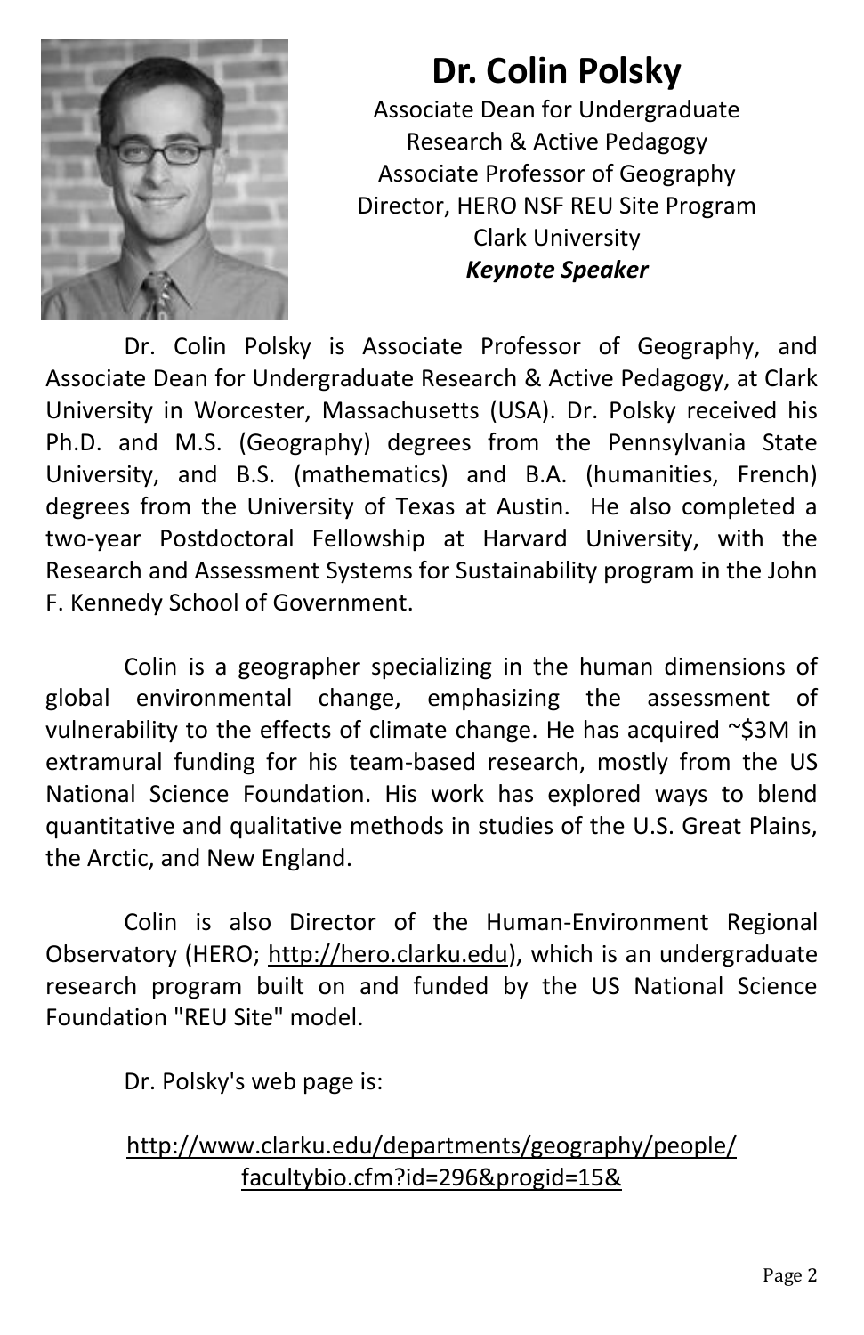# Dr. Colin Polsky

Associate Dean for Undergraduate Research & Active Pedagogy
Associate Professor of Geography
Director, HERO NSF REU Site Program
Clark University
***Keynote Speaker***

Dr. Colin Polsky is Associate Professor of Geography, and Associate Dean for Undergraduate Research & Active Pedagogy, at Clark University in Worcester, Massachusetts (USA). Dr. Polsky received his Ph.D. and M.S. (Geography) degrees from the Pennsylvania State University, and B.S. (mathematics) and B.A. (humanities, French) degrees from the University of Texas at Austin. He also completed a two-year Postdoctoral Fellowship at Harvard University, with the Research and Assessment Systems for Sustainability program in the John F. Kennedy School of Government.

Colin is a geographer specializing in the human dimensions of global environmental change, emphasizing the assessment of vulnerability to the effects of climate change. He has acquired ~$3M in extramural funding for his team-based research, mostly from the US National Science Foundation. His work has explored ways to blend quantitative and qualitative methods in studies of the U.S. Great Plains, the Arctic, and New England.

Colin is also Director of the Human-Environment Regional Observatory (HERO; http://hero.clarku.edu), which is an undergraduate research program built on and funded by the US National Science Foundation "REU Site" model.

Dr. Polsky's web page is:

http://www.clarku.edu/departments/geography/people/facultybio.cfm?id=296&progid=15&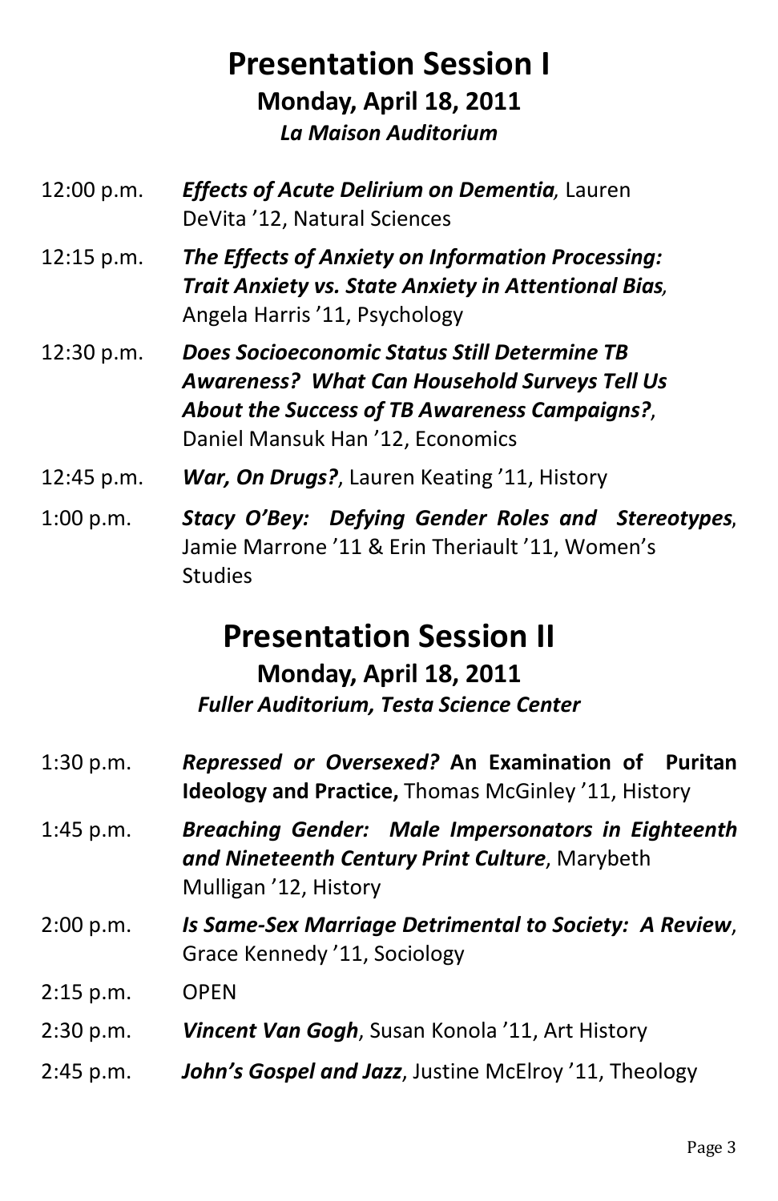# Presentation Session I

### Monday, April 18, 2011

### *La Maison Auditorium*

12:00 p.m. ***Effects of Acute Delirium on Dementia***, Lauren DeVita ’12, Natural Sciences

12:15 p.m. ***The Effects of Anxiety on Information Processing: Trait Anxiety vs. State Anxiety in Attentional Bias***, Angela Harris ’11, Psychology

12:30 p.m. ***Does Socioeconomic Status Still Determine TB Awareness? What Can Household Surveys Tell Us About the Success of TB Awareness Campaigns?***, Daniel Mansuk Han ’12, Economics

12:45 p.m. ***War, On Drugs?***, Lauren Keating ’11, History

1:00 p.m. ***Stacy O’Bey: Defying Gender Roles and Stereotypes***, Jamie Marrone ’11 & Erin Theriault ’11, Women’s Studies

# Presentation Session II

### Monday, April 18, 2011

### *Fuller Auditorium, Testa Science Center*

1:30 p.m. ***Repressed or Oversexed?* An Examination of Puritan Ideology and Practice,** Thomas McGinley ’11, History

1:45 p.m. ***Breaching Gender: Male Impersonators in Eighteenth and Nineteenth Century Print Culture***, Marybeth Mulligan ’12, History

2:00 p.m. ***Is Same-Sex Marriage Detrimental to Society: A Review***, Grace Kennedy ’11, Sociology

2:15 p.m. OPEN

2:30 p.m. ***Vincent Van Gogh***, Susan Konola ’11, Art History

2:45 p.m. ***John’s Gospel and Jazz***, Justine McElroy ’11, Theology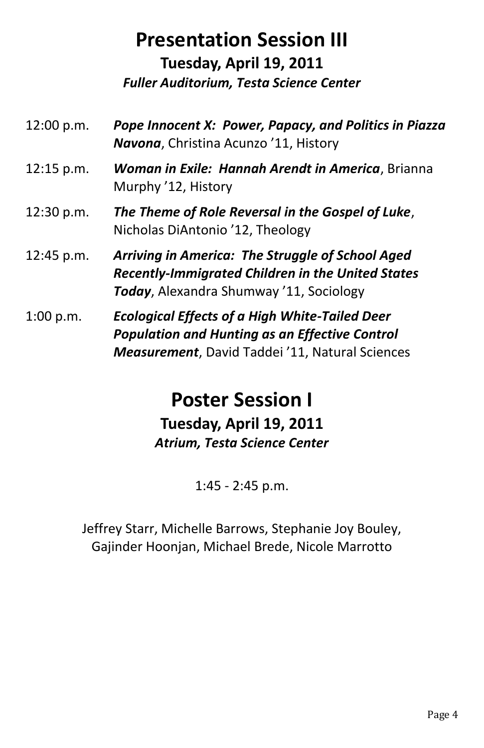# Presentation Session III

**Tuesday, April 19, 2011**

***Fuller Auditorium, Testa Science Center***

12:00 p.m. ***Pope Innocent X: Power, Papacy, and Politics in Piazza Navona***, Christina Acunzo '11, History

12:15 p.m. ***Woman in Exile: Hannah Arendt in America***, Brianna Murphy '12, History

12:30 p.m. ***The Theme of Role Reversal in the Gospel of Luke***, Nicholas DiAntonio '12, Theology

12:45 p.m. ***Arriving in America: The Struggle of School Aged Recently-Immigrated Children in the United States Today***, Alexandra Shumway '11, Sociology

1:00 p.m. ***Ecological Effects of a High White-Tailed Deer Population and Hunting as an Effective Control Measurement***, David Taddei '11, Natural Sciences

# Poster Session I

**Tuesday, April 19, 2011**

***Atrium, Testa Science Center***

1:45 - 2:45 p.m.

Jeffrey Starr, Michelle Barrows, Stephanie Joy Bouley, Gajinder Hoonjan, Michael Brede, Nicole Marrotto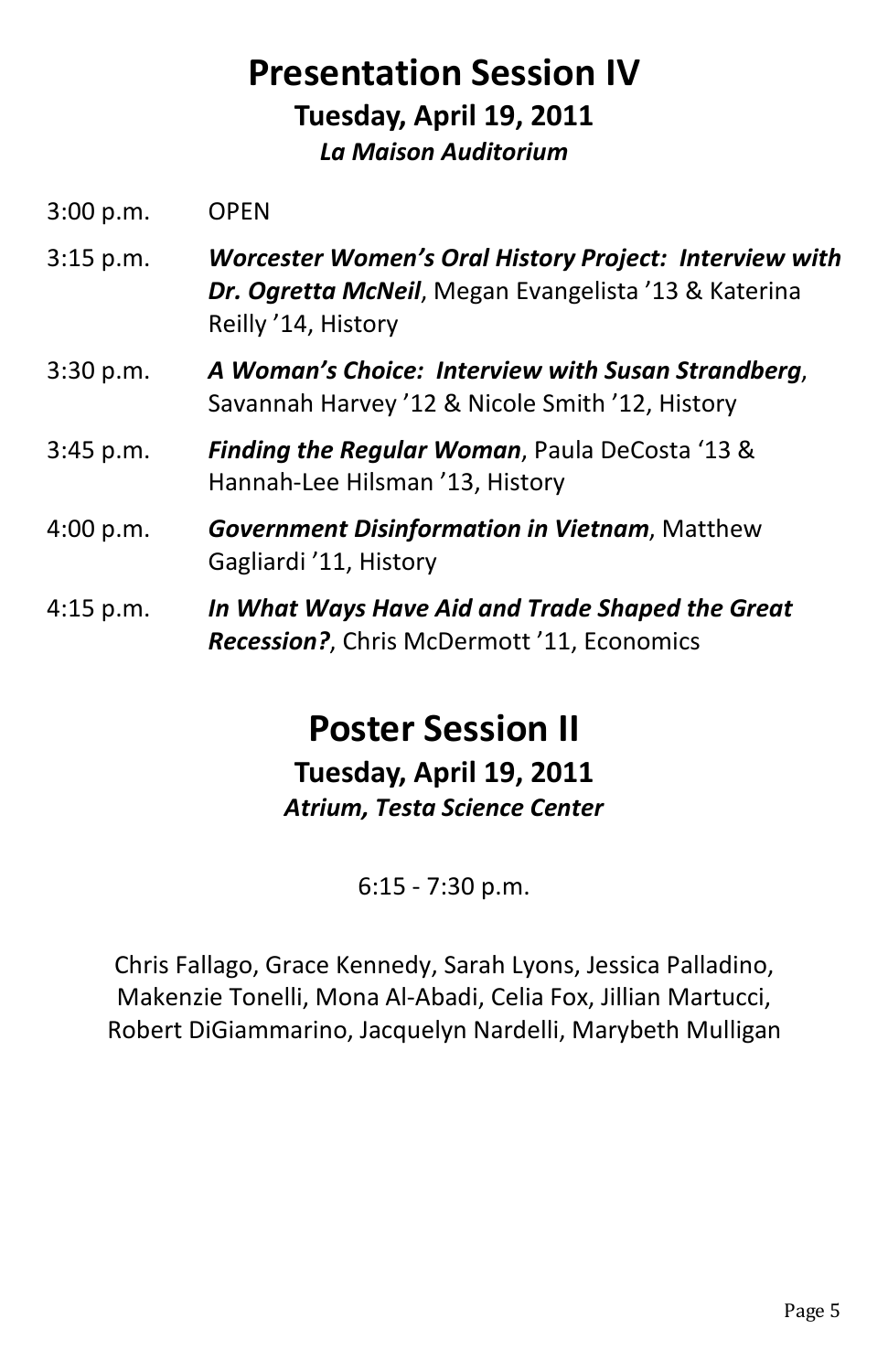# Presentation Session IV

**Tuesday, April 19, 2011**

***La Maison Auditorium***

3:00 p.m. OPEN

3:15 p.m. ***Worcester Women's Oral History Project: Interview with Dr. Ogretta McNeil***, Megan Evangelista '13 & Katerina Reilly '14, History

3:30 p.m. ***A Woman's Choice: Interview with Susan Strandberg***, Savannah Harvey '12 & Nicole Smith '12, History

3:45 p.m. ***Finding the Regular Woman***, Paula DeCosta '13 & Hannah-Lee Hilsman '13, History

4:00 p.m. ***Government Disinformation in Vietnam***, Matthew Gagliardi '11, History

4:15 p.m. ***In What Ways Have Aid and Trade Shaped the Great Recession?***, Chris McDermott '11, Economics

# Poster Session II

**Tuesday, April 19, 2011**

***Atrium, Testa Science Center***

6:15 - 7:30 p.m.

Chris Fallago, Grace Kennedy, Sarah Lyons, Jessica Palladino, Makenzie Tonelli, Mona Al-Abadi, Celia Fox, Jillian Martucci, Robert DiGiammarino, Jacquelyn Nardelli, Marybeth Mulligan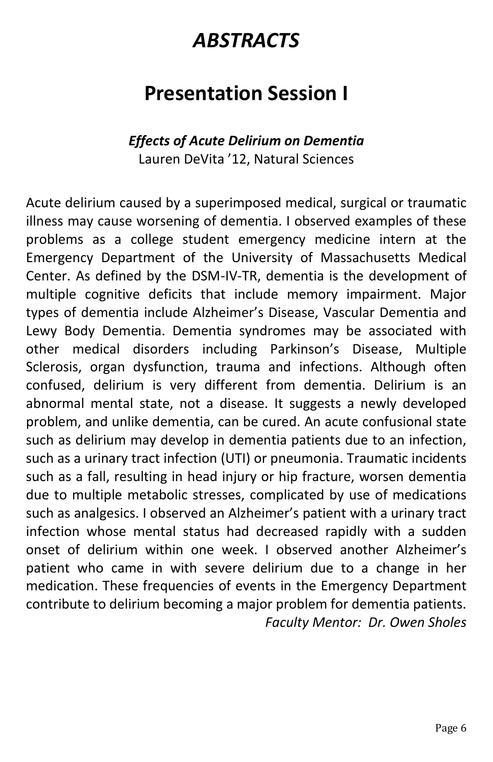# *ABSTRACTS*

## Presentation Session I

***Effects of Acute Delirium on Dementia***
Lauren DeVita '12, Natural Sciences

Acute delirium caused by a superimposed medical, surgical or traumatic illness may cause worsening of dementia. I observed examples of these problems as a college student emergency medicine intern at the Emergency Department of the University of Massachusetts Medical Center. As defined by the DSM-IV-TR, dementia is the development of multiple cognitive deficits that include memory impairment. Major types of dementia include Alzheimer's Disease, Vascular Dementia and Lewy Body Dementia. Dementia syndromes may be associated with other medical disorders including Parkinson's Disease, Multiple Sclerosis, organ dysfunction, trauma and infections. Although often confused, delirium is very different from dementia. Delirium is an abnormal mental state, not a disease. It suggests a newly developed problem, and unlike dementia, can be cured. An acute confusional state such as delirium may develop in dementia patients due to an infection, such as a urinary tract infection (UTI) or pneumonia. Traumatic incidents such as a fall, resulting in head injury or hip fracture, worsen dementia due to multiple metabolic stresses, complicated by use of medications such as analgesics. I observed an Alzheimer's patient with a urinary tract infection whose mental status had decreased rapidly with a sudden onset of delirium within one week. I observed another Alzheimer's patient who came in with severe delirium due to a change in her medication. These frequencies of events in the Emergency Department contribute to delirium becoming a major problem for dementia patients.

*Faculty Mentor: Dr. Owen Sholes*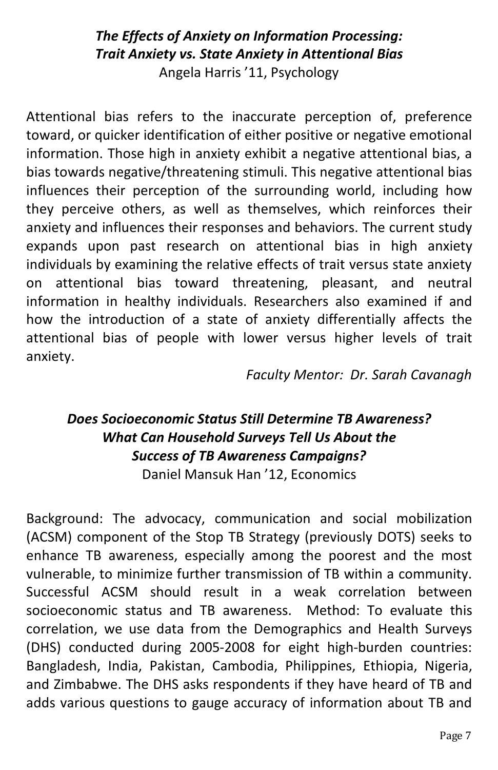### *The Effects of Anxiety on Information Processing: Trait Anxiety vs. State Anxiety in Attentional Bias*

Angela Harris '11, Psychology

Attentional bias refers to the inaccurate perception of, preference toward, or quicker identification of either positive or negative emotional information. Those high in anxiety exhibit a negative attentional bias, a bias towards negative/threatening stimuli. This negative attentional bias influences their perception of the surrounding world, including how they perceive others, as well as themselves, which reinforces their anxiety and influences their responses and behaviors. The current study expands upon past research on attentional bias in high anxiety individuals by examining the relative effects of trait versus state anxiety on attentional bias toward threatening, pleasant, and neutral information in healthy individuals. Researchers also examined if and how the introduction of a state of anxiety differentially affects the attentional bias of people with lower versus higher levels of trait anxiety.

*Faculty Mentor: Dr. Sarah Cavanagh*

### *Does Socioeconomic Status Still Determine TB Awareness? What Can Household Surveys Tell Us About the Success of TB Awareness Campaigns?*

Daniel Mansuk Han '12, Economics

Background: The advocacy, communication and social mobilization (ACSM) component of the Stop TB Strategy (previously DOTS) seeks to enhance TB awareness, especially among the poorest and the most vulnerable, to minimize further transmission of TB within a community. Successful ACSM should result in a weak correlation between socioeconomic status and TB awareness. Method: To evaluate this correlation, we use data from the Demographics and Health Surveys (DHS) conducted during 2005-2008 for eight high-burden countries: Bangladesh, India, Pakistan, Cambodia, Philippines, Ethiopia, Nigeria, and Zimbabwe. The DHS asks respondents if they have heard of TB and adds various questions to gauge accuracy of information about TB and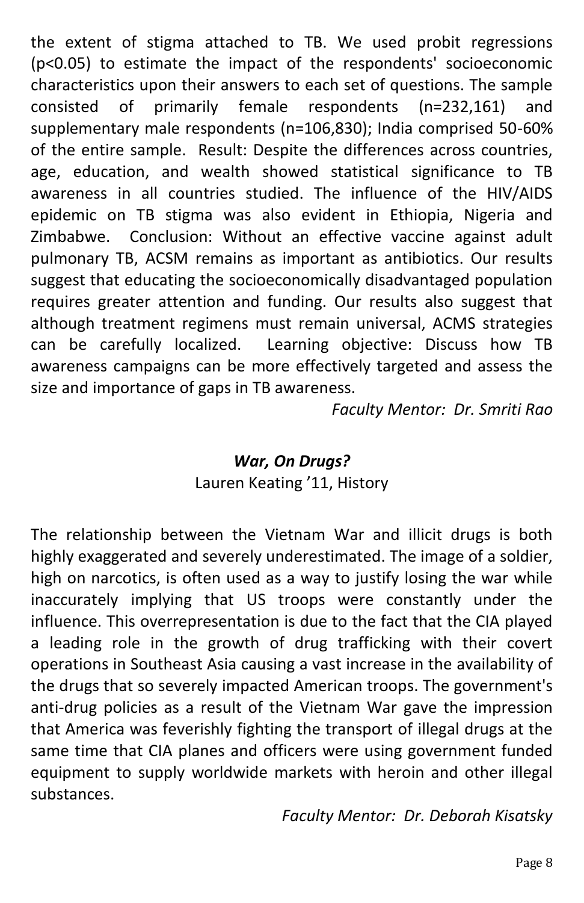the extent of stigma attached to TB. We used probit regressions ($p<0.05$) to estimate the impact of the respondents' socioeconomic characteristics upon their answers to each set of questions. The sample consisted of primarily female respondents (n=232,161) and supplementary male respondents (n=106,830); India comprised 50-60% of the entire sample. Result: Despite the differences across countries, age, education, and wealth showed statistical significance to TB awareness in all countries studied. The influence of the HIV/AIDS epidemic on TB stigma was also evident in Ethiopia, Nigeria and Zimbabwe. Conclusion: Without an effective vaccine against adult pulmonary TB, ACSM remains as important as antibiotics. Our results suggest that educating the socioeconomically disadvantaged population requires greater attention and funding. Our results also suggest that although treatment regimens must remain universal, ACMS strategies can be carefully localized. Learning objective: Discuss how TB awareness campaigns can be more effectively targeted and assess the size and importance of gaps in TB awareness.

*Faculty Mentor: Dr. Smriti Rao*

### *War, On Drugs?*

Lauren Keating '11, History

The relationship between the Vietnam War and illicit drugs is both highly exaggerated and severely underestimated. The image of a soldier, high on narcotics, is often used as a way to justify losing the war while inaccurately implying that US troops were constantly under the influence. This overrepresentation is due to the fact that the CIA played a leading role in the growth of drug trafficking with their covert operations in Southeast Asia causing a vast increase in the availability of the drugs that so severely impacted American troops. The government's anti-drug policies as a result of the Vietnam War gave the impression that America was feverishly fighting the transport of illegal drugs at the same time that CIA planes and officers were using government funded equipment to supply worldwide markets with heroin and other illegal substances.

*Faculty Mentor: Dr. Deborah Kisatsky*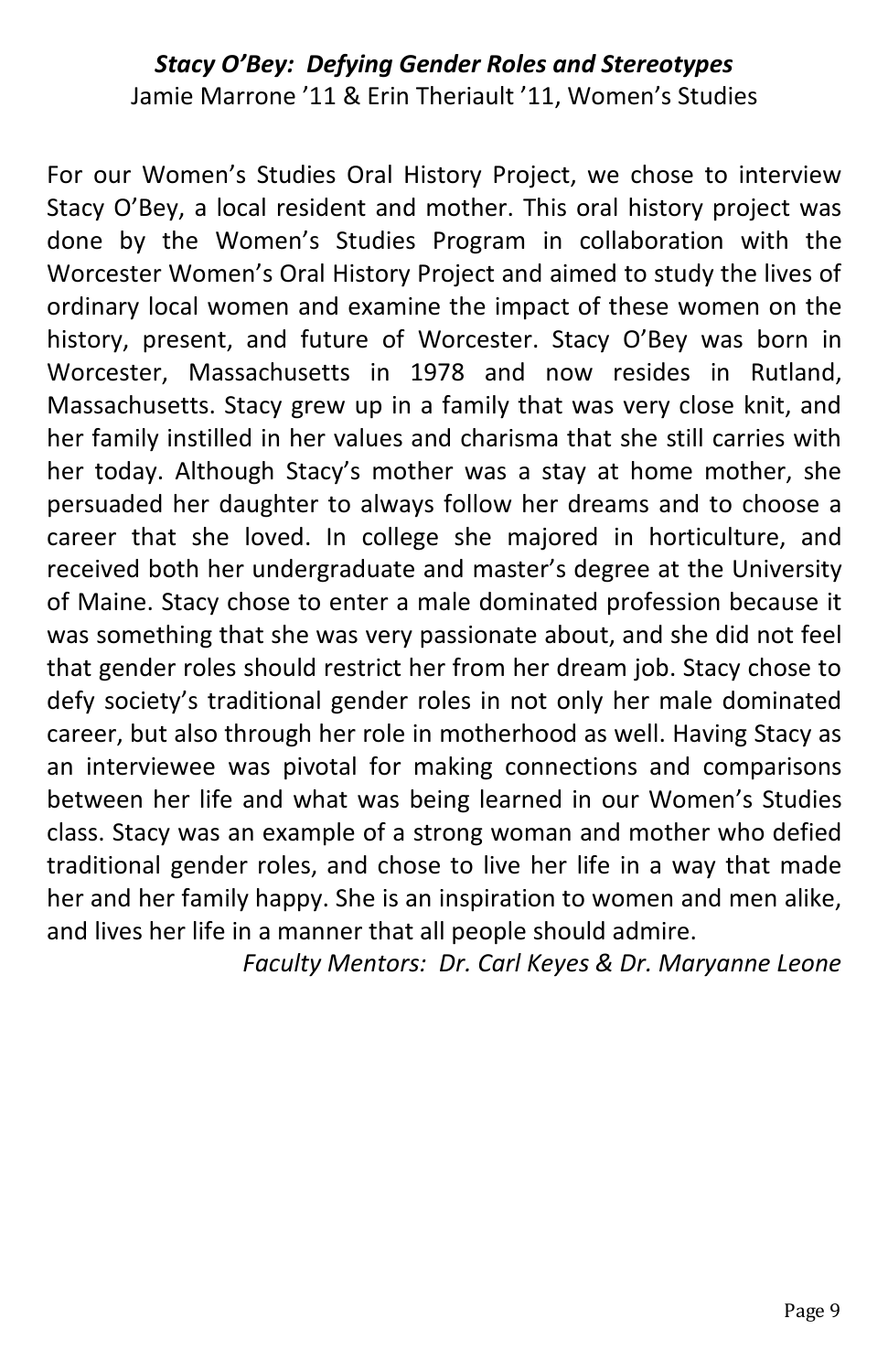### ***Stacy O'Bey: Defying Gender Roles and Stereotypes***

Jamie Marrone '11 & Erin Theriault '11, Women's Studies

For our Women's Studies Oral History Project, we chose to interview Stacy O'Bey, a local resident and mother. This oral history project was done by the Women's Studies Program in collaboration with the Worcester Women's Oral History Project and aimed to study the lives of ordinary local women and examine the impact of these women on the history, present, and future of Worcester. Stacy O'Bey was born in Worcester, Massachusetts in 1978 and now resides in Rutland, Massachusetts. Stacy grew up in a family that was very close knit, and her family instilled in her values and charisma that she still carries with her today. Although Stacy's mother was a stay at home mother, she persuaded her daughter to always follow her dreams and to choose a career that she loved. In college she majored in horticulture, and received both her undergraduate and master's degree at the University of Maine. Stacy chose to enter a male dominated profession because it was something that she was very passionate about, and she did not feel that gender roles should restrict her from her dream job. Stacy chose to defy society's traditional gender roles in not only her male dominated career, but also through her role in motherhood as well. Having Stacy as an interviewee was pivotal for making connections and comparisons between her life and what was being learned in our Women's Studies class. Stacy was an example of a strong woman and mother who defied traditional gender roles, and chose to live her life in a way that made her and her family happy. She is an inspiration to women and men alike, and lives her life in a manner that all people should admire.

*Faculty Mentors: Dr. Carl Keyes & Dr. Maryanne Leone*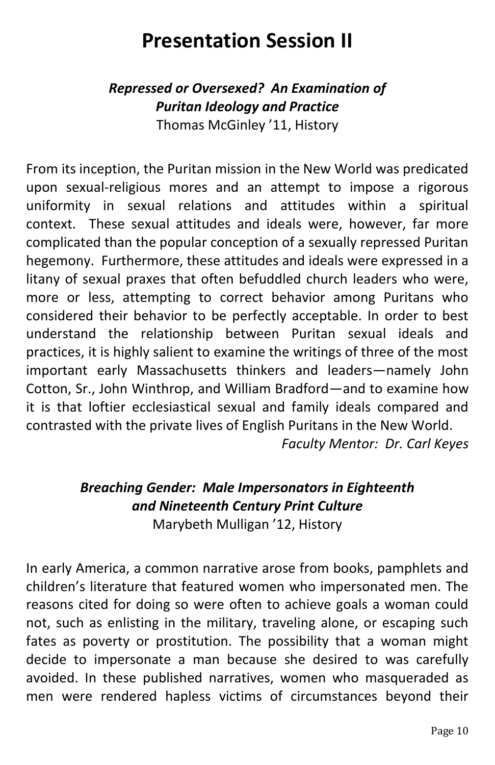# Presentation Session II

### *Repressed or Oversexed? An Examination of Puritan Ideology and Practice*

Thomas McGinley '11, History

From its inception, the Puritan mission in the New World was predicated upon sexual-religious mores and an attempt to impose a rigorous uniformity in sexual relations and attitudes within a spiritual context. These sexual attitudes and ideals were, however, far more complicated than the popular conception of a sexually repressed Puritan hegemony. Furthermore, these attitudes and ideals were expressed in a litany of sexual praxes that often befuddled church leaders who were, more or less, attempting to correct behavior among Puritans who considered their behavior to be perfectly acceptable. In order to best understand the relationship between Puritan sexual ideals and practices, it is highly salient to examine the writings of three of the most important early Massachusetts thinkers and leaders—namely John Cotton, Sr., John Winthrop, and William Bradford—and to examine how it is that loftier ecclesiastical sexual and family ideals compared and contrasted with the private lives of English Puritans in the New World.

*Faculty Mentor: Dr. Carl Keyes*

### *Breaching Gender: Male Impersonators in Eighteenth and Nineteenth Century Print Culture*

Marybeth Mulligan '12, History

In early America, a common narrative arose from books, pamphlets and children's literature that featured women who impersonated men. The reasons cited for doing so were often to achieve goals a woman could not, such as enlisting in the military, traveling alone, or escaping such fates as poverty or prostitution. The possibility that a woman might decide to impersonate a man because she desired to was carefully avoided. In these published narratives, women who masqueraded as men were rendered hapless victims of circumstances beyond their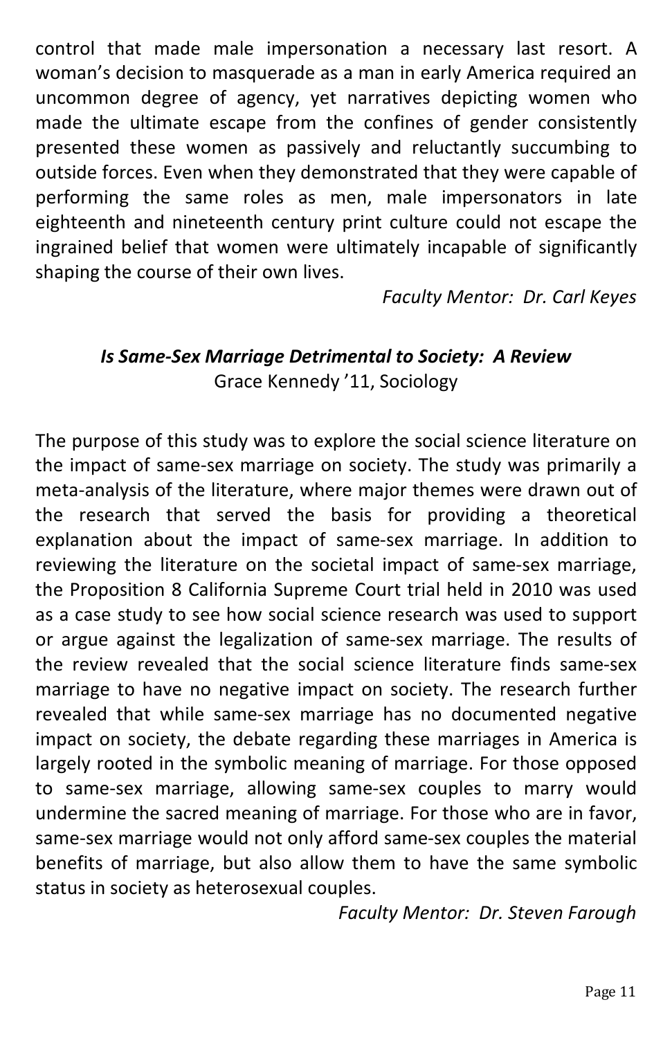control that made male impersonation a necessary last resort. A woman's decision to masquerade as a man in early America required an uncommon degree of agency, yet narratives depicting women who made the ultimate escape from the confines of gender consistently presented these women as passively and reluctantly succumbing to outside forces. Even when they demonstrated that they were capable of performing the same roles as men, male impersonators in late eighteenth and nineteenth century print culture could not escape the ingrained belief that women were ultimately incapable of significantly shaping the course of their own lives.

*Faculty Mentor: Dr. Carl Keyes*

### *Is Same-Sex Marriage Detrimental to Society: A Review*

Grace Kennedy '11, Sociology

The purpose of this study was to explore the social science literature on the impact of same-sex marriage on society. The study was primarily a meta-analysis of the literature, where major themes were drawn out of the research that served the basis for providing a theoretical explanation about the impact of same-sex marriage. In addition to reviewing the literature on the societal impact of same-sex marriage, the Proposition 8 California Supreme Court trial held in 2010 was used as a case study to see how social science research was used to support or argue against the legalization of same-sex marriage. The results of the review revealed that the social science literature finds same-sex marriage to have no negative impact on society. The research further revealed that while same-sex marriage has no documented negative impact on society, the debate regarding these marriages in America is largely rooted in the symbolic meaning of marriage. For those opposed to same-sex marriage, allowing same-sex couples to marry would undermine the sacred meaning of marriage. For those who are in favor, same-sex marriage would not only afford same-sex couples the material benefits of marriage, but also allow them to have the same symbolic status in society as heterosexual couples.

*Faculty Mentor: Dr. Steven Farough*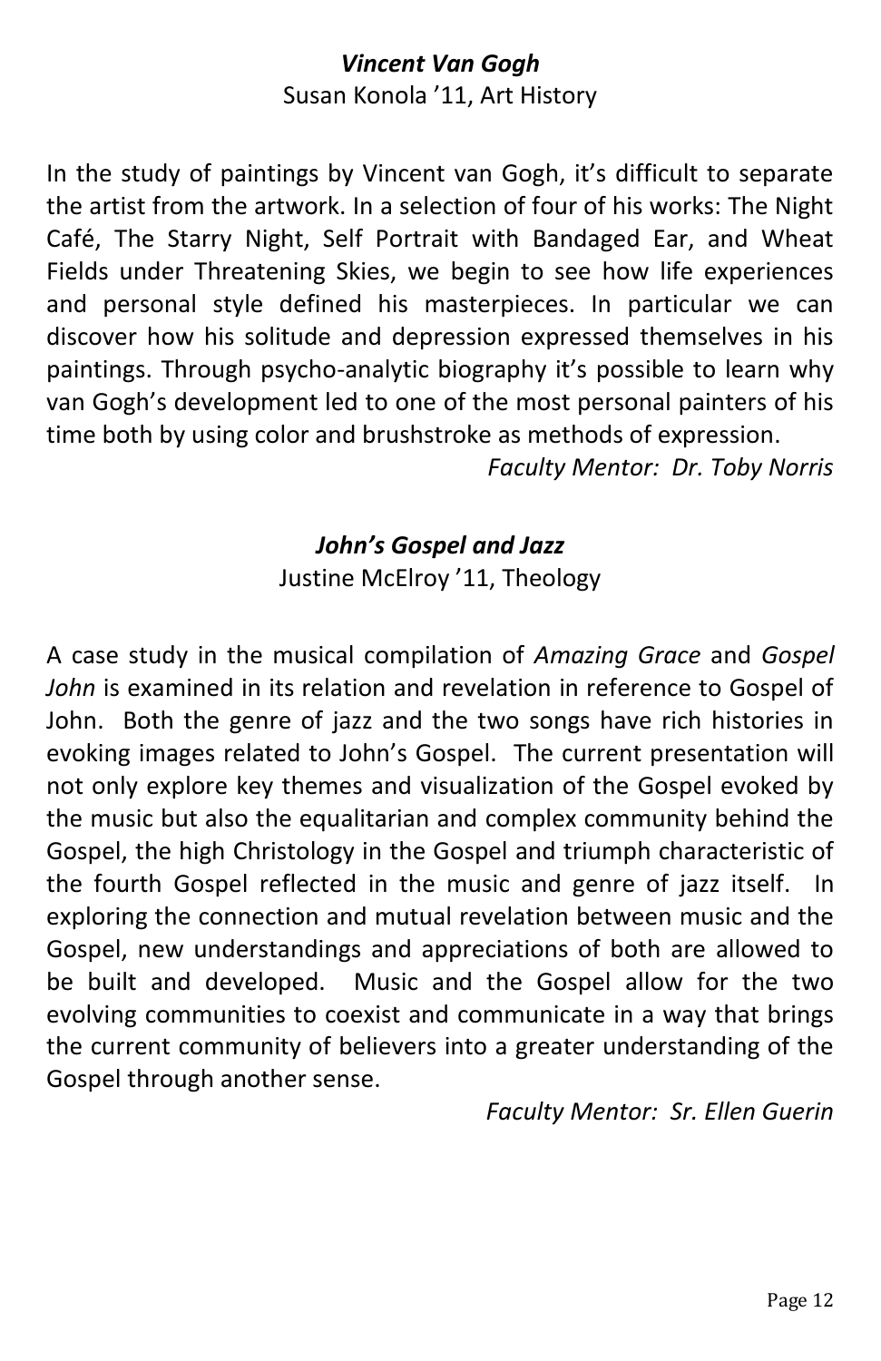### *Vincent Van Gogh*

Susan Konola '11, Art History

In the study of paintings by Vincent van Gogh, it's difficult to separate the artist from the artwork. In a selection of four of his works: The Night Café, The Starry Night, Self Portrait with Bandaged Ear, and Wheat Fields under Threatening Skies, we begin to see how life experiences and personal style defined his masterpieces. In particular we can discover how his solitude and depression expressed themselves in his paintings. Through psycho-analytic biography it's possible to learn why van Gogh's development led to one of the most personal painters of his time both by using color and brushstroke as methods of expression.

*Faculty Mentor: Dr. Toby Norris*

### *John's Gospel and Jazz*

Justine McElroy '11, Theology

A case study in the musical compilation of *Amazing Grace* and *Gospel John* is examined in its relation and revelation in reference to Gospel of John. Both the genre of jazz and the two songs have rich histories in evoking images related to John's Gospel. The current presentation will not only explore key themes and visualization of the Gospel evoked by the music but also the equalitarian and complex community behind the Gospel, the high Christology in the Gospel and triumph characteristic of the fourth Gospel reflected in the music and genre of jazz itself. In exploring the connection and mutual revelation between music and the Gospel, new understandings and appreciations of both are allowed to be built and developed. Music and the Gospel allow for the two evolving communities to coexist and communicate in a way that brings the current community of believers into a greater understanding of the Gospel through another sense.

*Faculty Mentor: Sr. Ellen Guerin*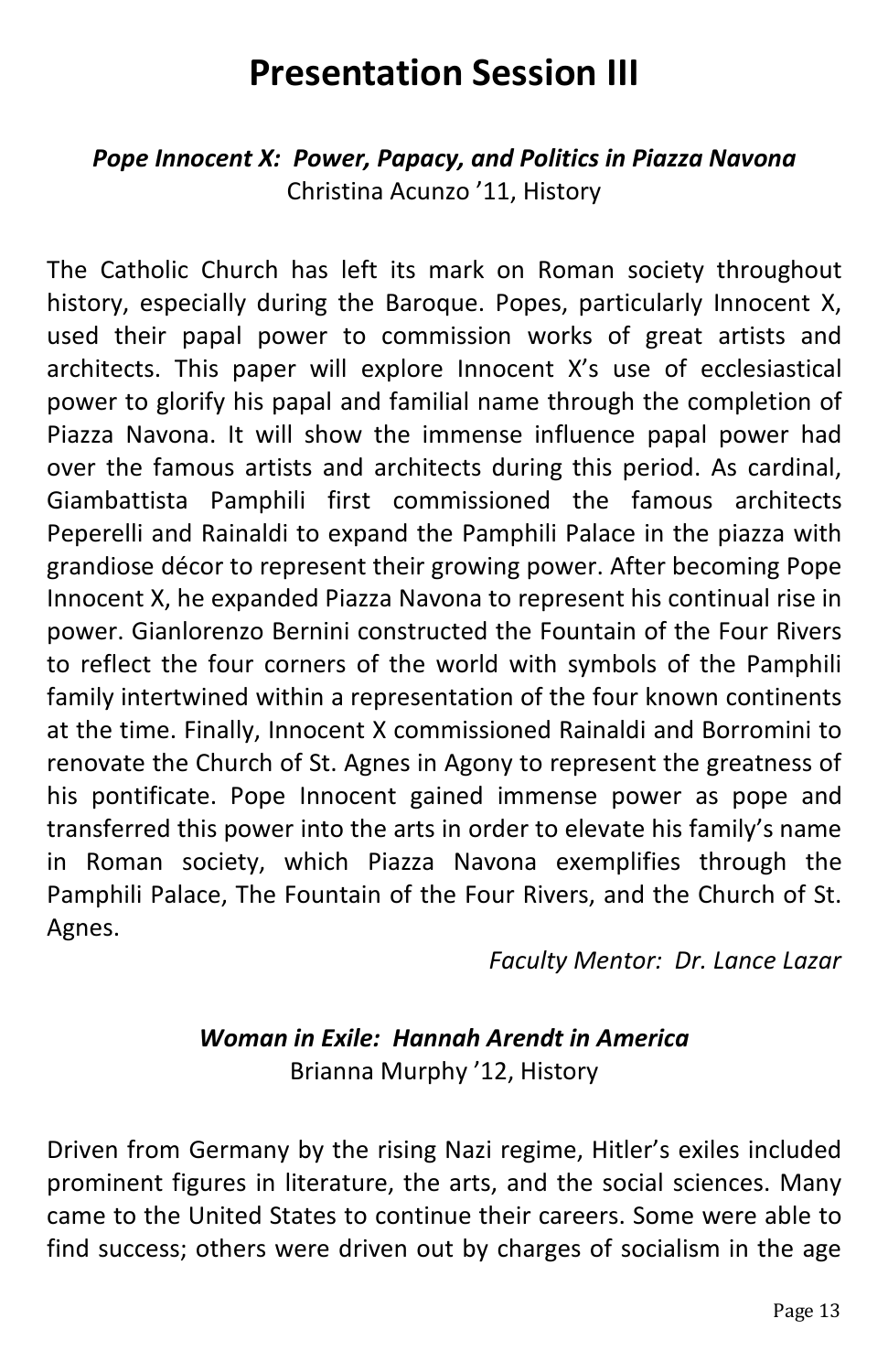# Presentation Session III

### *Pope Innocent X: Power, Papacy, and Politics in Piazza Navona*

Christina Acunzo '11, History

The Catholic Church has left its mark on Roman society throughout history, especially during the Baroque. Popes, particularly Innocent X, used their papal power to commission works of great artists and architects. This paper will explore Innocent X's use of ecclesiastical power to glorify his papal and familial name through the completion of Piazza Navona. It will show the immense influence papal power had over the famous artists and architects during this period. As cardinal, Giambattista Pamphili first commissioned the famous architects Peperelli and Rainaldi to expand the Pamphili Palace in the piazza with grandiose décor to represent their growing power. After becoming Pope Innocent X, he expanded Piazza Navona to represent his continual rise in power. Gianlorenzo Bernini constructed the Fountain of the Four Rivers to reflect the four corners of the world with symbols of the Pamphili family intertwined within a representation of the four known continents at the time. Finally, Innocent X commissioned Rainaldi and Borromini to renovate the Church of St. Agnes in Agony to represent the greatness of his pontificate. Pope Innocent gained immense power as pope and transferred this power into the arts in order to elevate his family's name in Roman society, which Piazza Navona exemplifies through the Pamphili Palace, The Fountain of the Four Rivers, and the Church of St. Agnes.

*Faculty Mentor: Dr. Lance Lazar*

### *Woman in Exile: Hannah Arendt in America*

Brianna Murphy '12, History

Driven from Germany by the rising Nazi regime, Hitler's exiles included prominent figures in literature, the arts, and the social sciences. Many came to the United States to continue their careers. Some were able to find success; others were driven out by charges of socialism in the age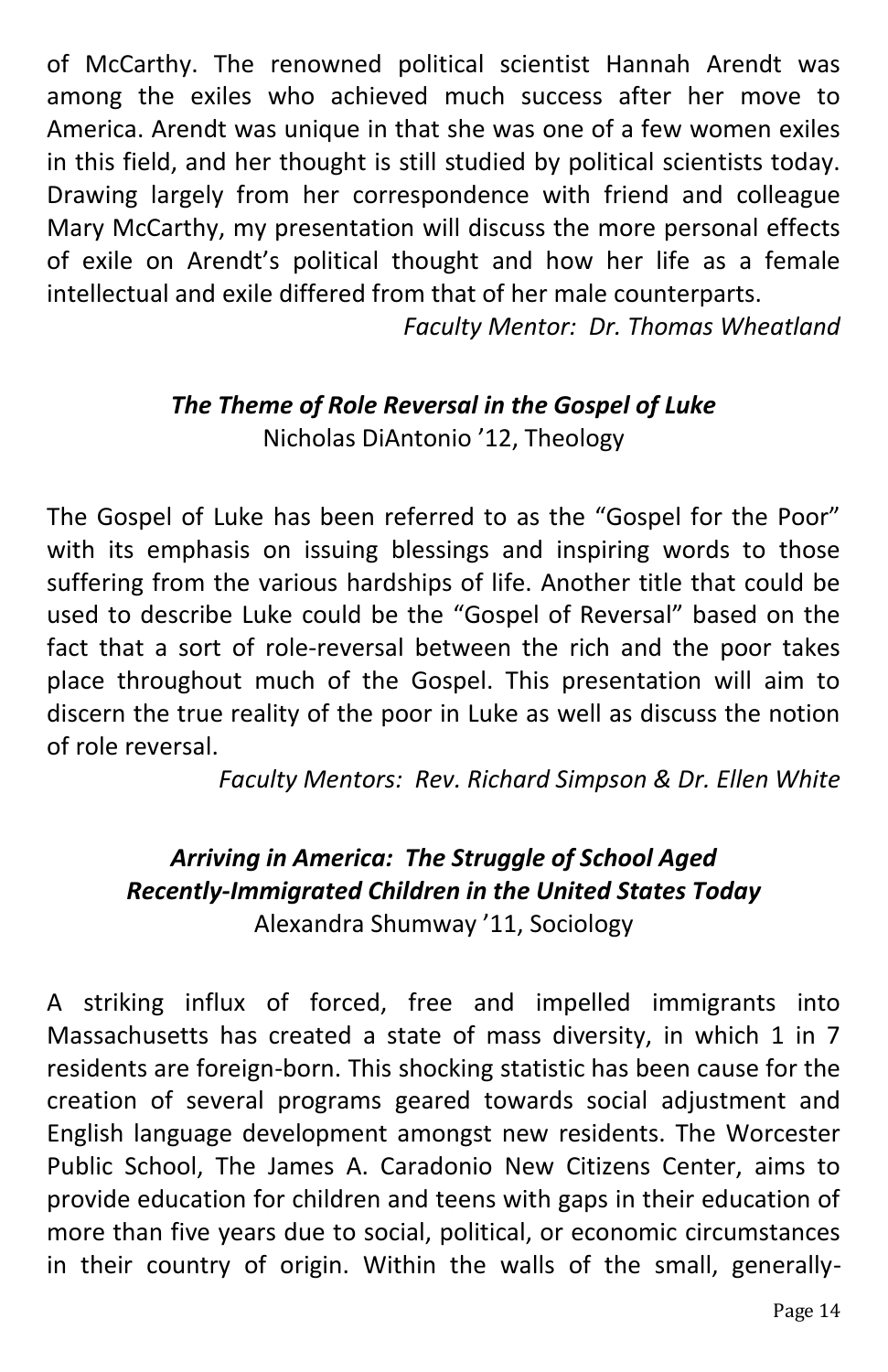of McCarthy. The renowned political scientist Hannah Arendt was among the exiles who achieved much success after her move to America. Arendt was unique in that she was one of a few women exiles in this field, and her thought is still studied by political scientists today. Drawing largely from her correspondence with friend and colleague Mary McCarthy, my presentation will discuss the more personal effects of exile on Arendt's political thought and how her life as a female intellectual and exile differed from that of her male counterparts.

*Faculty Mentor: Dr. Thomas Wheatland*

### *The Theme of Role Reversal in the Gospel of Luke*

Nicholas DiAntonio '12, Theology

The Gospel of Luke has been referred to as the "Gospel for the Poor" with its emphasis on issuing blessings and inspiring words to those suffering from the various hardships of life. Another title that could be used to describe Luke could be the "Gospel of Reversal" based on the fact that a sort of role-reversal between the rich and the poor takes place throughout much of the Gospel. This presentation will aim to discern the true reality of the poor in Luke as well as discuss the notion of role reversal.

*Faculty Mentors: Rev. Richard Simpson & Dr. Ellen White*

### *Arriving in America: The Struggle of School Aged Recently-Immigrated Children in the United States Today*

Alexandra Shumway '11, Sociology

A striking influx of forced, free and impelled immigrants into Massachusetts has created a state of mass diversity, in which 1 in 7 residents are foreign-born. This shocking statistic has been cause for the creation of several programs geared towards social adjustment and English language development amongst new residents. The Worcester Public School, The James A. Caradonio New Citizens Center, aims to provide education for children and teens with gaps in their education of more than five years due to social, political, or economic circumstances in their country of origin. Within the walls of the small, generally-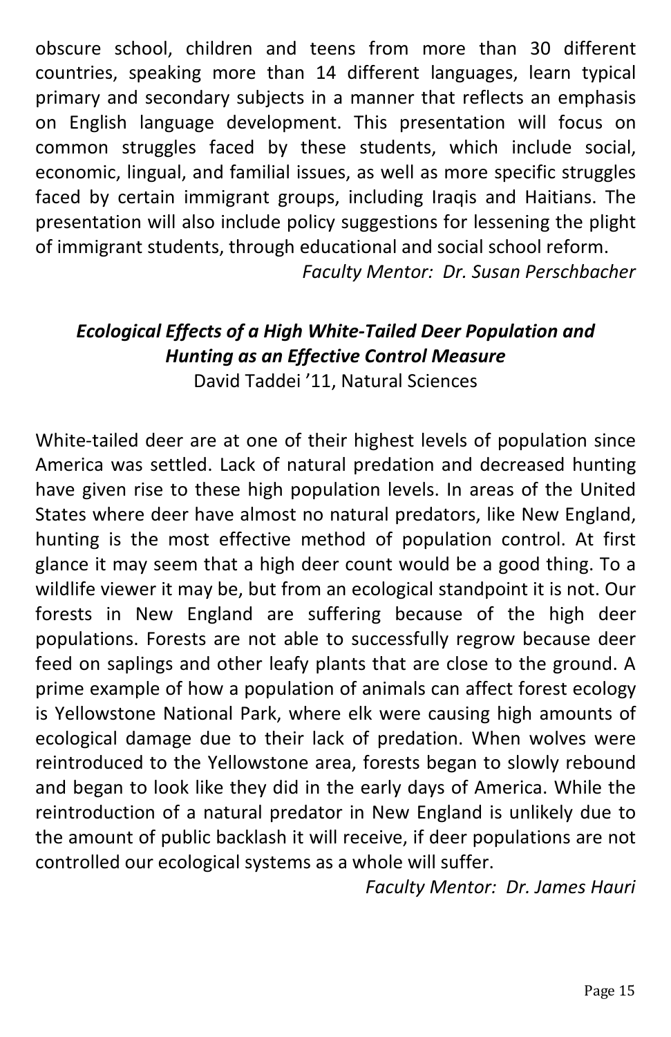obscure school, children and teens from more than 30 different countries, speaking more than 14 different languages, learn typical primary and secondary subjects in a manner that reflects an emphasis on English language development. This presentation will focus on common struggles faced by these students, which include social, economic, lingual, and familial issues, as well as more specific struggles faced by certain immigrant groups, including Iraqis and Haitians. The presentation will also include policy suggestions for lessening the plight of immigrant students, through educational and social school reform.

*Faculty Mentor: Dr. Susan Perschbacher*

### *Ecological Effects of a High White-Tailed Deer Population and Hunting as an Effective Control Measure*

David Taddei '11, Natural Sciences

White-tailed deer are at one of their highest levels of population since America was settled. Lack of natural predation and decreased hunting have given rise to these high population levels. In areas of the United States where deer have almost no natural predators, like New England, hunting is the most effective method of population control. At first glance it may seem that a high deer count would be a good thing. To a wildlife viewer it may be, but from an ecological standpoint it is not. Our forests in New England are suffering because of the high deer populations. Forests are not able to successfully regrow because deer feed on saplings and other leafy plants that are close to the ground. A prime example of how a population of animals can affect forest ecology is Yellowstone National Park, where elk were causing high amounts of ecological damage due to their lack of predation. When wolves were reintroduced to the Yellowstone area, forests began to slowly rebound and began to look like they did in the early days of America. While the reintroduction of a natural predator in New England is unlikely due to the amount of public backlash it will receive, if deer populations are not controlled our ecological systems as a whole will suffer.

*Faculty Mentor: Dr. James Hauri*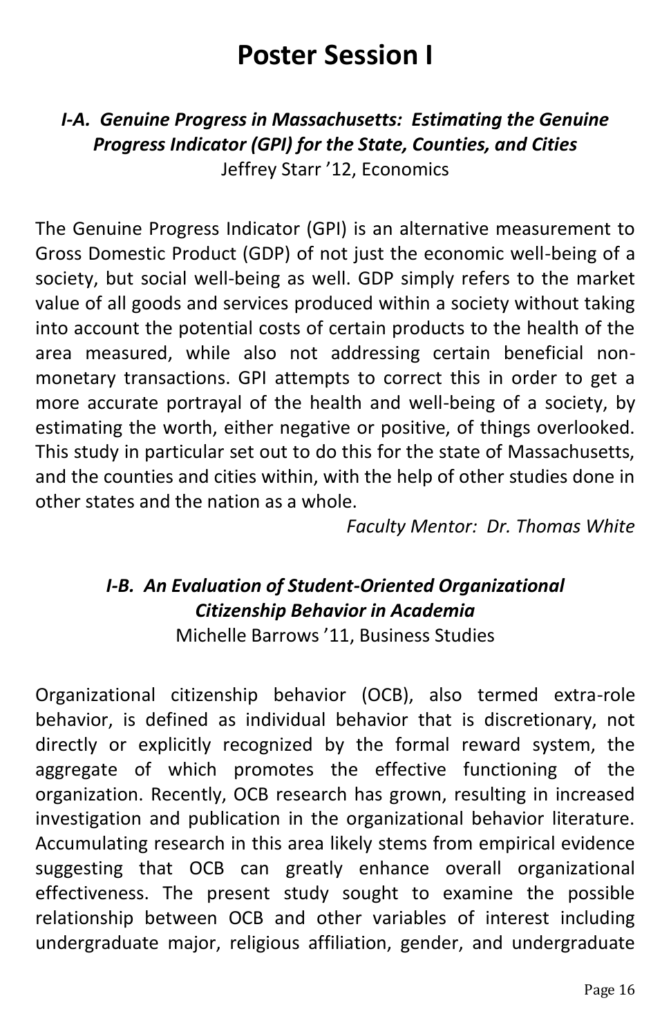# Poster Session I

### *I-A. Genuine Progress in Massachusetts: Estimating the Genuine Progress Indicator (GPI) for the State, Counties, and Cities*

Jeffrey Starr '12, Economics

The Genuine Progress Indicator (GPI) is an alternative measurement to Gross Domestic Product (GDP) of not just the economic well-being of a society, but social well-being as well. GDP simply refers to the market value of all goods and services produced within a society without taking into account the potential costs of certain products to the health of the area measured, while also not addressing certain beneficial non-monetary transactions. GPI attempts to correct this in order to get a more accurate portrayal of the health and well-being of a society, by estimating the worth, either negative or positive, of things overlooked. This study in particular set out to do this for the state of Massachusetts, and the counties and cities within, with the help of other studies done in other states and the nation as a whole.

*Faculty Mentor: Dr. Thomas White*

### *I-B. An Evaluation of Student-Oriented Organizational Citizenship Behavior in Academia*

Michelle Barrows '11, Business Studies

Organizational citizenship behavior (OCB), also termed extra-role behavior, is defined as individual behavior that is discretionary, not directly or explicitly recognized by the formal reward system, the aggregate of which promotes the effective functioning of the organization. Recently, OCB research has grown, resulting in increased investigation and publication in the organizational behavior literature. Accumulating research in this area likely stems from empirical evidence suggesting that OCB can greatly enhance overall organizational effectiveness. The present study sought to examine the possible relationship between OCB and other variables of interest including undergraduate major, religious affiliation, gender, and undergraduate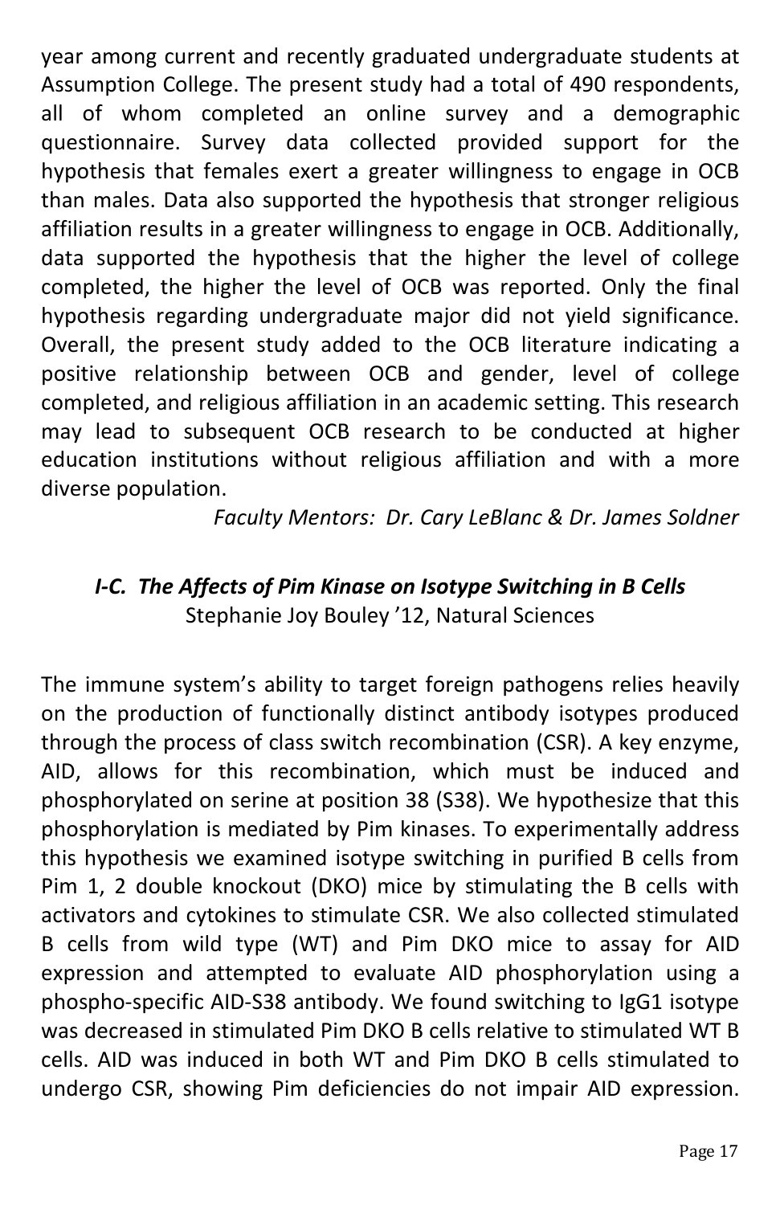year among current and recently graduated undergraduate students at Assumption College. The present study had a total of 490 respondents, all of whom completed an online survey and a demographic questionnaire. Survey data collected provided support for the hypothesis that females exert a greater willingness to engage in OCB than males. Data also supported the hypothesis that stronger religious affiliation results in a greater willingness to engage in OCB. Additionally, data supported the hypothesis that the higher the level of college completed, the higher the level of OCB was reported. Only the final hypothesis regarding undergraduate major did not yield significance. Overall, the present study added to the OCB literature indicating a positive relationship between OCB and gender, level of college completed, and religious affiliation in an academic setting. This research may lead to subsequent OCB research to be conducted at higher education institutions without religious affiliation and with a more diverse population.

*Faculty Mentors: Dr. Cary LeBlanc & Dr. James Soldner*

### *I-C. The Affects of Pim Kinase on Isotype Switching in B Cells*

Stephanie Joy Bouley '12, Natural Sciences

The immune system's ability to target foreign pathogens relies heavily on the production of functionally distinct antibody isotypes produced through the process of class switch recombination (CSR). A key enzyme, AID, allows for this recombination, which must be induced and phosphorylated on serine at position 38 (S38). We hypothesize that this phosphorylation is mediated by Pim kinases. To experimentally address this hypothesis we examined isotype switching in purified B cells from Pim 1, 2 double knockout (DKO) mice by stimulating the B cells with activators and cytokines to stimulate CSR. We also collected stimulated B cells from wild type (WT) and Pim DKO mice to assay for AID expression and attempted to evaluate AID phosphorylation using a phospho-specific AID-S38 antibody. We found switching to IgG1 isotype was decreased in stimulated Pim DKO B cells relative to stimulated WT B cells. AID was induced in both WT and Pim DKO B cells stimulated to undergo CSR, showing Pim deficiencies do not impair AID expression.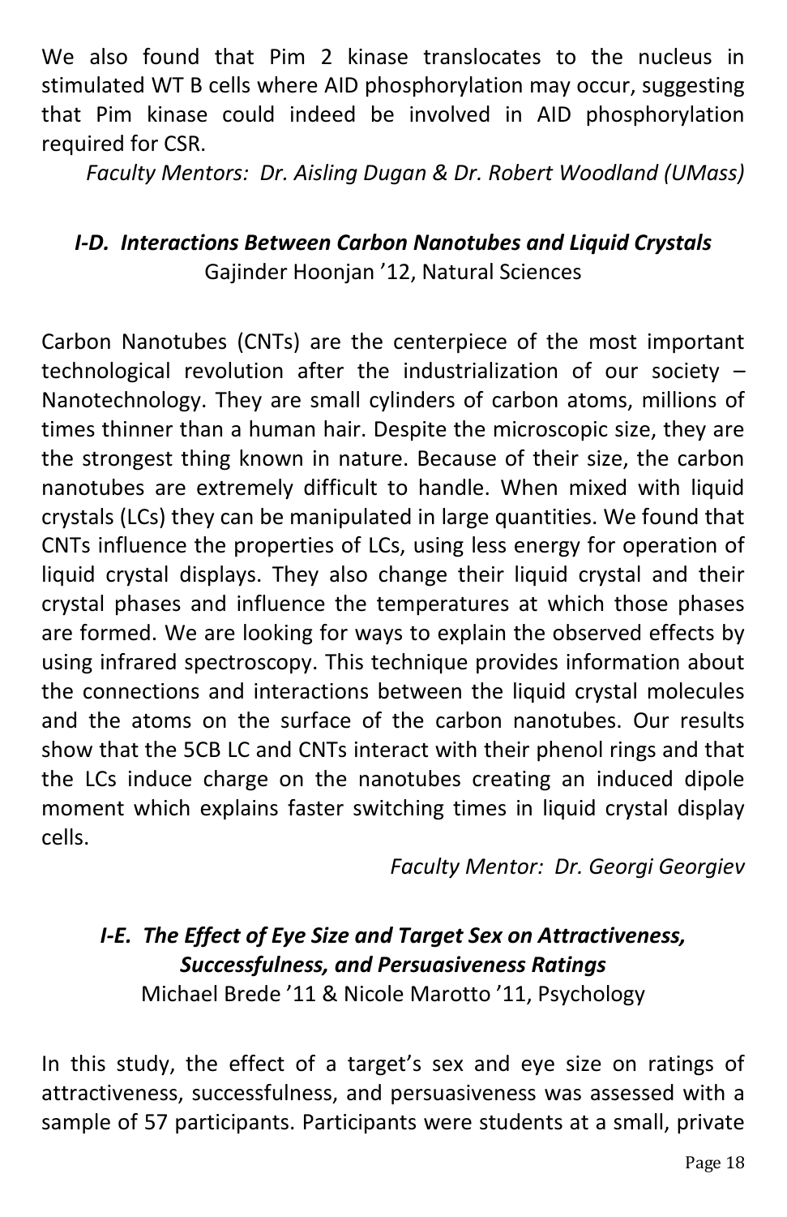We also found that Pim 2 kinase translocates to the nucleus in stimulated WT B cells where AID phosphorylation may occur, suggesting that Pim kinase could indeed be involved in AID phosphorylation required for CSR.

*Faculty Mentors: Dr. Aisling Dugan & Dr. Robert Woodland (UMass)*

### *I-D. Interactions Between Carbon Nanotubes and Liquid Crystals*

Gajinder Hoonjan '12, Natural Sciences

Carbon Nanotubes (CNTs) are the centerpiece of the most important technological revolution after the industrialization of our society – Nanotechnology. They are small cylinders of carbon atoms, millions of times thinner than a human hair. Despite the microscopic size, they are the strongest thing known in nature. Because of their size, the carbon nanotubes are extremely difficult to handle. When mixed with liquid crystals (LCs) they can be manipulated in large quantities. We found that CNTs influence the properties of LCs, using less energy for operation of liquid crystal displays. They also change their liquid crystal and their crystal phases and influence the temperatures at which those phases are formed. We are looking for ways to explain the observed effects by using infrared spectroscopy. This technique provides information about the connections and interactions between the liquid crystal molecules and the atoms on the surface of the carbon nanotubes. Our results show that the 5CB LC and CNTs interact with their phenol rings and that the LCs induce charge on the nanotubes creating an induced dipole moment which explains faster switching times in liquid crystal display cells.

*Faculty Mentor: Dr. Georgi Georgiev*

### *I-E. The Effect of Eye Size and Target Sex on Attractiveness, Successfulness, and Persuasiveness Ratings*

Michael Brede '11 & Nicole Marotto '11, Psychology

In this study, the effect of a target's sex and eye size on ratings of attractiveness, successfulness, and persuasiveness was assessed with a sample of 57 participants. Participants were students at a small, private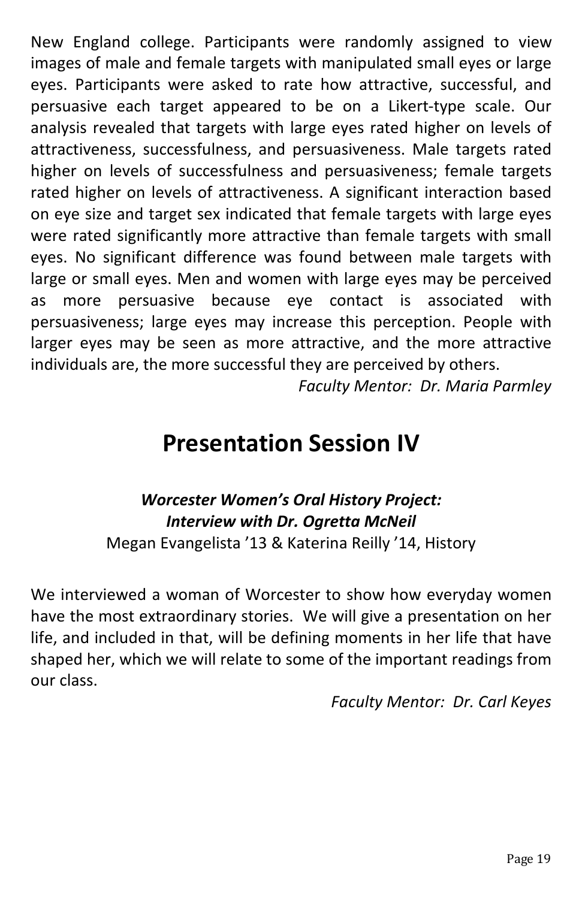New England college. Participants were randomly assigned to view images of male and female targets with manipulated small eyes or large eyes. Participants were asked to rate how attractive, successful, and persuasive each target appeared to be on a Likert-type scale. Our analysis revealed that targets with large eyes rated higher on levels of attractiveness, successfulness, and persuasiveness. Male targets rated higher on levels of successfulness and persuasiveness; female targets rated higher on levels of attractiveness. A significant interaction based on eye size and target sex indicated that female targets with large eyes were rated significantly more attractive than female targets with small eyes. No significant difference was found between male targets with large or small eyes. Men and women with large eyes may be perceived as more persuasive because eye contact is associated with persuasiveness; large eyes may increase this perception. People with larger eyes may be seen as more attractive, and the more attractive individuals are, the more successful they are perceived by others.

*Faculty Mentor: Dr. Maria Parmley*

# Presentation Session IV

***Worcester Women's Oral History Project: Interview with Dr. Ogretta McNeil***

Megan Evangelista '13 & Katerina Reilly '14, History

We interviewed a woman of Worcester to show how everyday women have the most extraordinary stories. We will give a presentation on her life, and included in that, will be defining moments in her life that have shaped her, which we will relate to some of the important readings from our class.

*Faculty Mentor: Dr. Carl Keyes*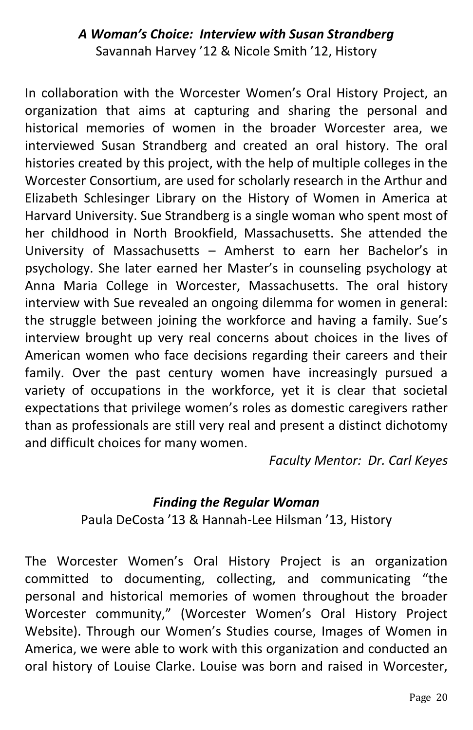### *A Woman's Choice: Interview with Susan Strandberg*

Savannah Harvey '12 & Nicole Smith '12, History

In collaboration with the Worcester Women's Oral History Project, an organization that aims at capturing and sharing the personal and historical memories of women in the broader Worcester area, we interviewed Susan Strandberg and created an oral history. The oral histories created by this project, with the help of multiple colleges in the Worcester Consortium, are used for scholarly research in the Arthur and Elizabeth Schlesinger Library on the History of Women in America at Harvard University. Sue Strandberg is a single woman who spent most of her childhood in North Brookfield, Massachusetts. She attended the University of Massachusetts – Amherst to earn her Bachelor's in psychology. She later earned her Master's in counseling psychology at Anna Maria College in Worcester, Massachusetts. The oral history interview with Sue revealed an ongoing dilemma for women in general: the struggle between joining the workforce and having a family. Sue's interview brought up very real concerns about choices in the lives of American women who face decisions regarding their careers and their family. Over the past century women have increasingly pursued a variety of occupations in the workforce, yet it is clear that societal expectations that privilege women's roles as domestic caregivers rather than as professionals are still very real and present a distinct dichotomy and difficult choices for many women.

*Faculty Mentor: Dr. Carl Keyes*

### *Finding the Regular Woman*

Paula DeCosta '13 & Hannah-Lee Hilsman '13, History

The Worcester Women's Oral History Project is an organization committed to documenting, collecting, and communicating "the personal and historical memories of women throughout the broader Worcester community," (Worcester Women's Oral History Project Website). Through our Women's Studies course, Images of Women in America, we were able to work with this organization and conducted an oral history of Louise Clarke. Louise was born and raised in Worcester,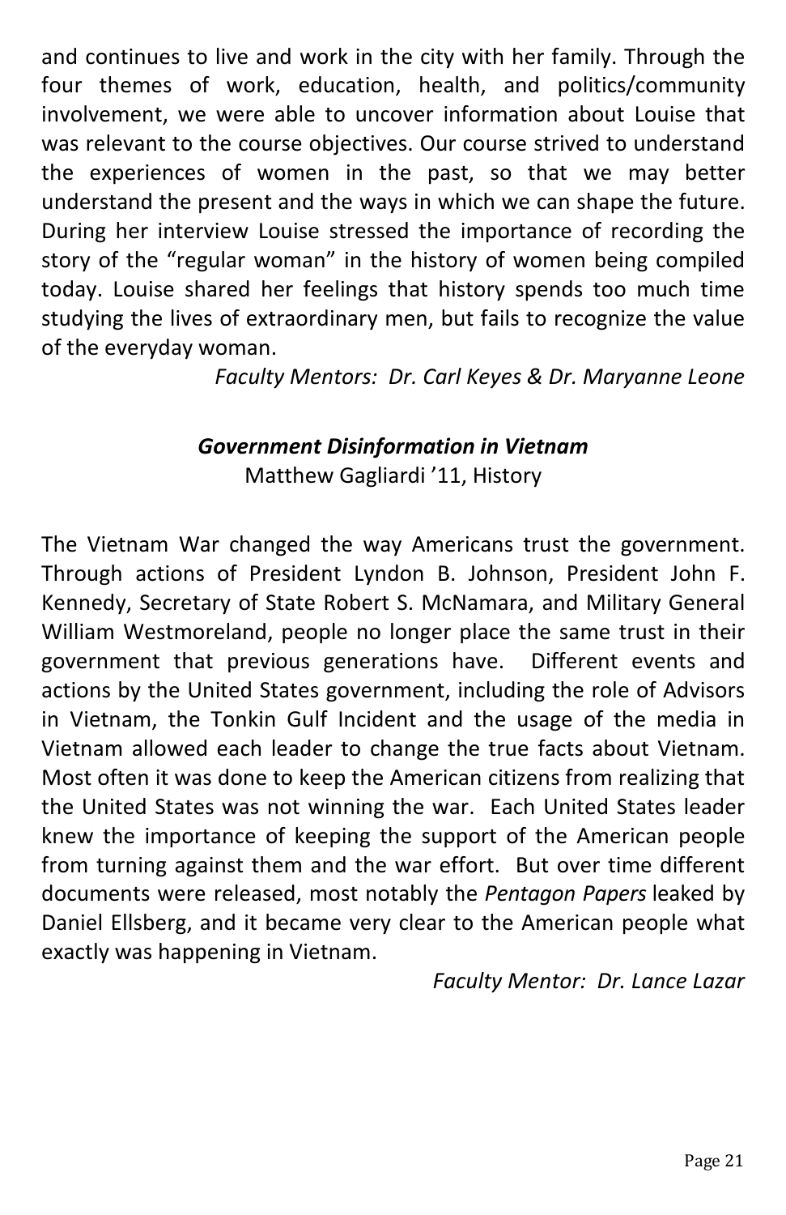and continues to live and work in the city with her family. Through the four themes of work, education, health, and politics/community involvement, we were able to uncover information about Louise that was relevant to the course objectives. Our course strived to understand the experiences of women in the past, so that we may better understand the present and the ways in which we can shape the future. During her interview Louise stressed the importance of recording the story of the "regular woman" in the history of women being compiled today. Louise shared her feelings that history spends too much time studying the lives of extraordinary men, but fails to recognize the value of the everyday woman.

*Faculty Mentors: Dr. Carl Keyes & Dr. Maryanne Leone*

### *Government Disinformation in Vietnam*

Matthew Gagliardi '11, History

The Vietnam War changed the way Americans trust the government. Through actions of President Lyndon B. Johnson, President John F. Kennedy, Secretary of State Robert S. McNamara, and Military General William Westmoreland, people no longer place the same trust in their government that previous generations have. Different events and actions by the United States government, including the role of Advisors in Vietnam, the Tonkin Gulf Incident and the usage of the media in Vietnam allowed each leader to change the true facts about Vietnam. Most often it was done to keep the American citizens from realizing that the United States was not winning the war. Each United States leader knew the importance of keeping the support of the American people from turning against them and the war effort. But over time different documents were released, most notably the *Pentagon Papers* leaked by Daniel Ellsberg, and it became very clear to the American people what exactly was happening in Vietnam.

*Faculty Mentor: Dr. Lance Lazar*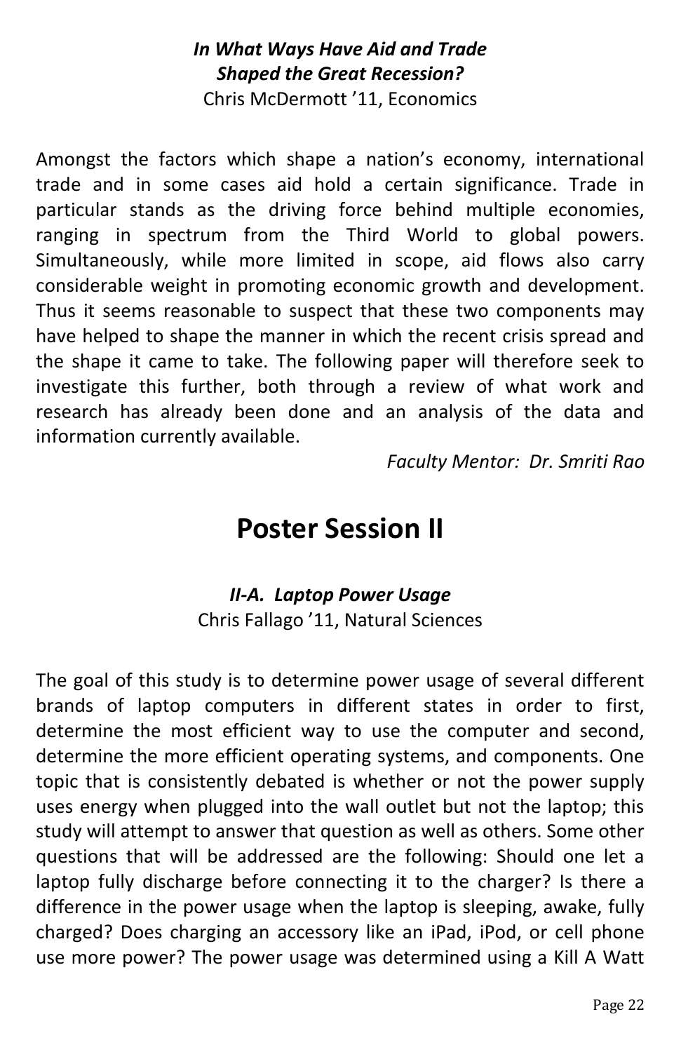***In What Ways Have Aid and Trade Shaped the Great Recession?***
Chris McDermott '11, Economics

Amongst the factors which shape a nation's economy, international trade and in some cases aid hold a certain significance. Trade in particular stands as the driving force behind multiple economies, ranging in spectrum from the Third World to global powers. Simultaneously, while more limited in scope, aid flows also carry considerable weight in promoting economic growth and development. Thus it seems reasonable to suspect that these two components may have helped to shape the manner in which the recent crisis spread and the shape it came to take. The following paper will therefore seek to investigate this further, both through a review of what work and research has already been done and an analysis of the data and information currently available.

*Faculty Mentor: Dr. Smriti Rao*

# Poster Session II

***II-A. Laptop Power Usage***
Chris Fallago '11, Natural Sciences

The goal of this study is to determine power usage of several different brands of laptop computers in different states in order to first, determine the most efficient way to use the computer and second, determine the more efficient operating systems, and components. One topic that is consistently debated is whether or not the power supply uses energy when plugged into the wall outlet but not the laptop; this study will attempt to answer that question as well as others. Some other questions that will be addressed are the following: Should one let a laptop fully discharge before connecting it to the charger? Is there a difference in the power usage when the laptop is sleeping, awake, fully charged? Does charging an accessory like an iPad, iPod, or cell phone use more power? The power usage was determined using a Kill A Watt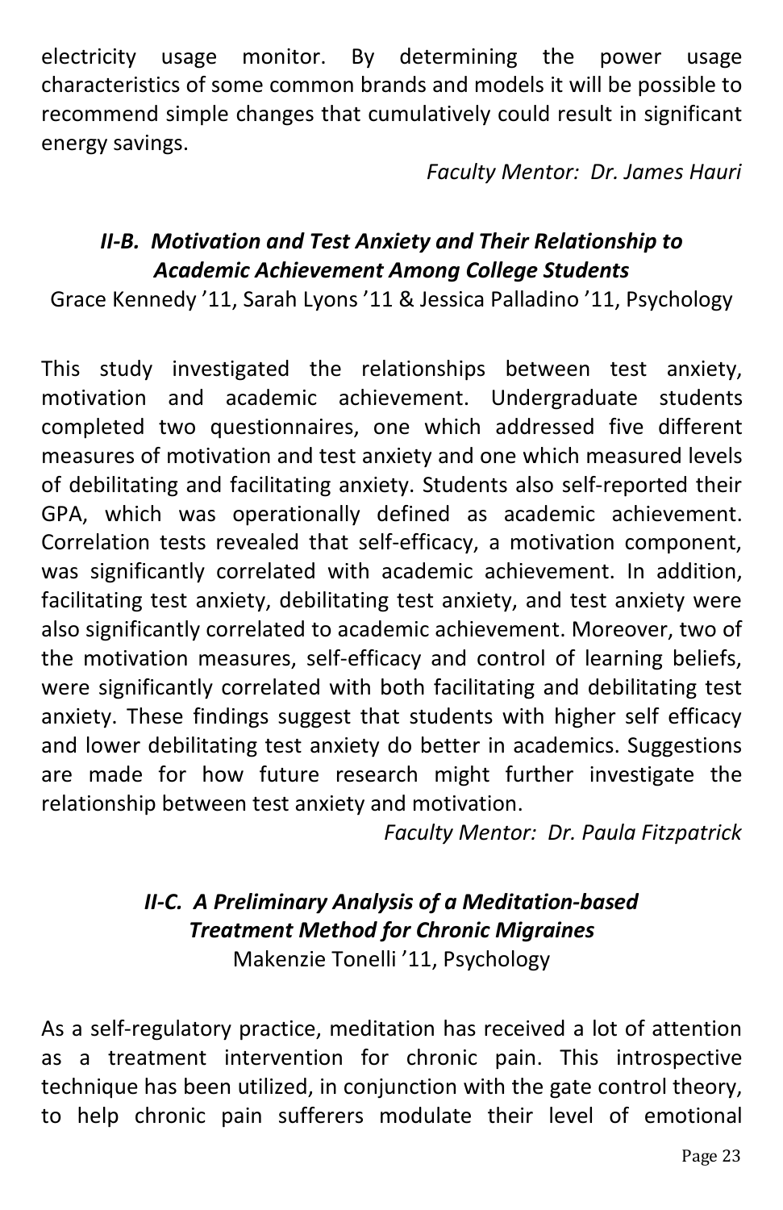electricity usage monitor. By determining the power usage characteristics of some common brands and models it will be possible to recommend simple changes that cumulatively could result in significant energy savings.

*Faculty Mentor: Dr. James Hauri*

### *II-B. Motivation and Test Anxiety and Their Relationship to Academic Achievement Among College Students*

Grace Kennedy ’11, Sarah Lyons ’11 & Jessica Palladino ’11, Psychology

This study investigated the relationships between test anxiety, motivation and academic achievement. Undergraduate students completed two questionnaires, one which addressed five different measures of motivation and test anxiety and one which measured levels of debilitating and facilitating anxiety. Students also self-reported their GPA, which was operationally defined as academic achievement. Correlation tests revealed that self-efficacy, a motivation component, was significantly correlated with academic achievement. In addition, facilitating test anxiety, debilitating test anxiety, and test anxiety were also significantly correlated to academic achievement. Moreover, two of the motivation measures, self-efficacy and control of learning beliefs, were significantly correlated with both facilitating and debilitating test anxiety. These findings suggest that students with higher self efficacy and lower debilitating test anxiety do better in academics. Suggestions are made for how future research might further investigate the relationship between test anxiety and motivation.

*Faculty Mentor: Dr. Paula Fitzpatrick*

### *II-C. A Preliminary Analysis of a Meditation-based Treatment Method for Chronic Migraines*

Makenzie Tonelli ’11, Psychology

As a self-regulatory practice, meditation has received a lot of attention as a treatment intervention for chronic pain. This introspective technique has been utilized, in conjunction with the gate control theory, to help chronic pain sufferers modulate their level of emotional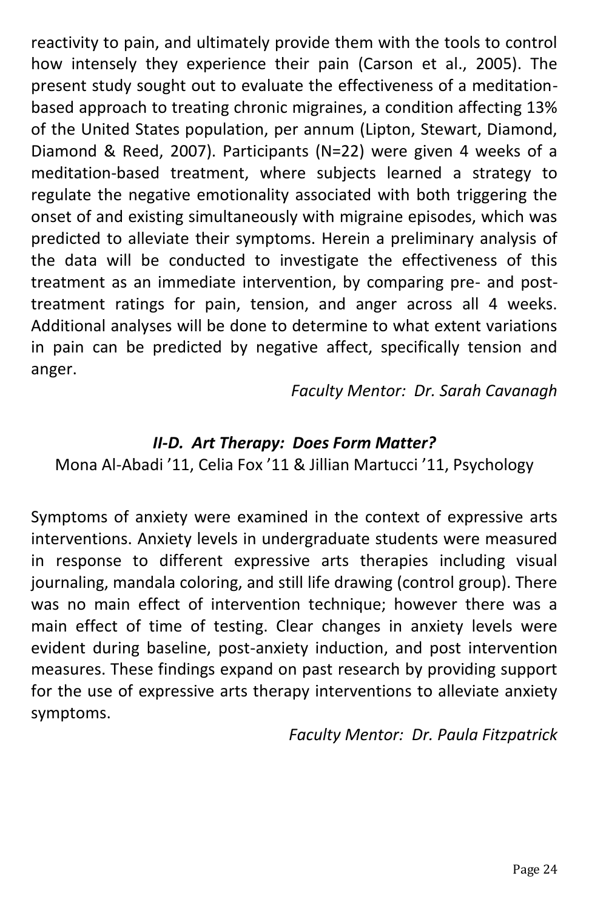reactivity to pain, and ultimately provide them with the tools to control how intensely they experience their pain (Carson et al., 2005). The present study sought out to evaluate the effectiveness of a meditation-based approach to treating chronic migraines, a condition affecting 13% of the United States population, per annum (Lipton, Stewart, Diamond, Diamond & Reed, 2007). Participants (N=22) were given 4 weeks of a meditation-based treatment, where subjects learned a strategy to regulate the negative emotionality associated with both triggering the onset of and existing simultaneously with migraine episodes, which was predicted to alleviate their symptoms. Herein a preliminary analysis of the data will be conducted to investigate the effectiveness of this treatment as an immediate intervention, by comparing pre- and post-treatment ratings for pain, tension, and anger across all 4 weeks. Additional analyses will be done to determine to what extent variations in pain can be predicted by negative affect, specifically tension and anger.

*Faculty Mentor: Dr. Sarah Cavanagh*

### *II-D. Art Therapy: Does Form Matter?*

Mona Al-Abadi '11, Celia Fox '11 & Jillian Martucci '11, Psychology

Symptoms of anxiety were examined in the context of expressive arts interventions. Anxiety levels in undergraduate students were measured in response to different expressive arts therapies including visual journaling, mandala coloring, and still life drawing (control group). There was no main effect of intervention technique; however there was a main effect of time of testing. Clear changes in anxiety levels were evident during baseline, post-anxiety induction, and post intervention measures. These findings expand on past research by providing support for the use of expressive arts therapy interventions to alleviate anxiety symptoms.

*Faculty Mentor: Dr. Paula Fitzpatrick*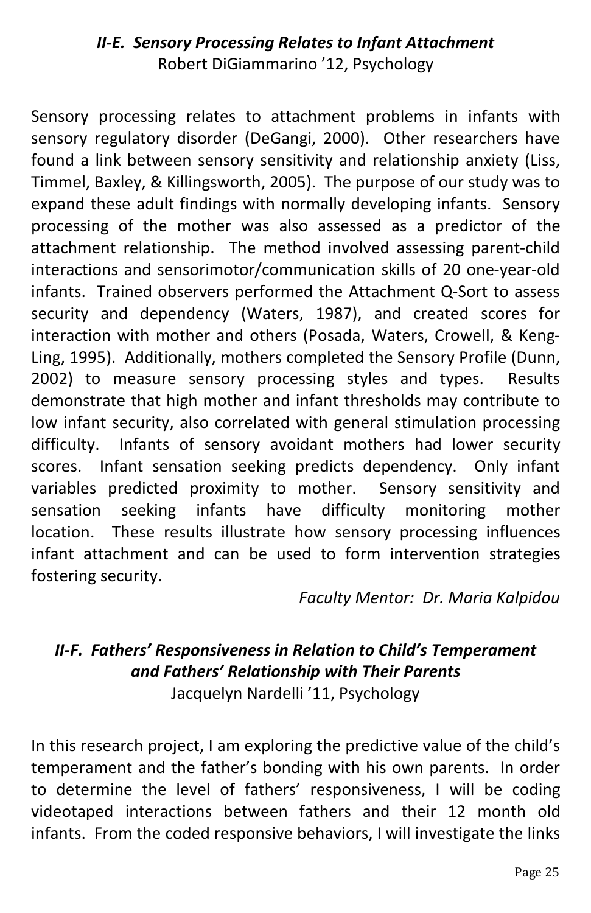### *II-E. Sensory Processing Relates to Infant Attachment*

Robert DiGiammarino '12, Psychology

Sensory processing relates to attachment problems in infants with sensory regulatory disorder (DeGangi, 2000). Other researchers have found a link between sensory sensitivity and relationship anxiety (Liss, Timmel, Baxley, & Killingsworth, 2005). The purpose of our study was to expand these adult findings with normally developing infants. Sensory processing of the mother was also assessed as a predictor of the attachment relationship. The method involved assessing parent-child interactions and sensorimotor/communication skills of 20 one-year-old infants. Trained observers performed the Attachment Q-Sort to assess security and dependency (Waters, 1987), and created scores for interaction with mother and others (Posada, Waters, Crowell, & Keng-Ling, 1995). Additionally, mothers completed the Sensory Profile (Dunn, 2002) to measure sensory processing styles and types. Results demonstrate that high mother and infant thresholds may contribute to low infant security, also correlated with general stimulation processing difficulty. Infants of sensory avoidant mothers had lower security scores. Infant sensation seeking predicts dependency. Only infant variables predicted proximity to mother. Sensory sensitivity and sensation seeking infants have difficulty monitoring mother location. These results illustrate how sensory processing influences infant attachment and can be used to form intervention strategies fostering security.

*Faculty Mentor: Dr. Maria Kalpidou*

### *II-F. Fathers' Responsiveness in Relation to Child's Temperament and Fathers' Relationship with Their Parents*

Jacquelyn Nardelli '11, Psychology

In this research project, I am exploring the predictive value of the child's temperament and the father's bonding with his own parents. In order to determine the level of fathers' responsiveness, I will be coding videotaped interactions between fathers and their 12 month old infants. From the coded responsive behaviors, I will investigate the links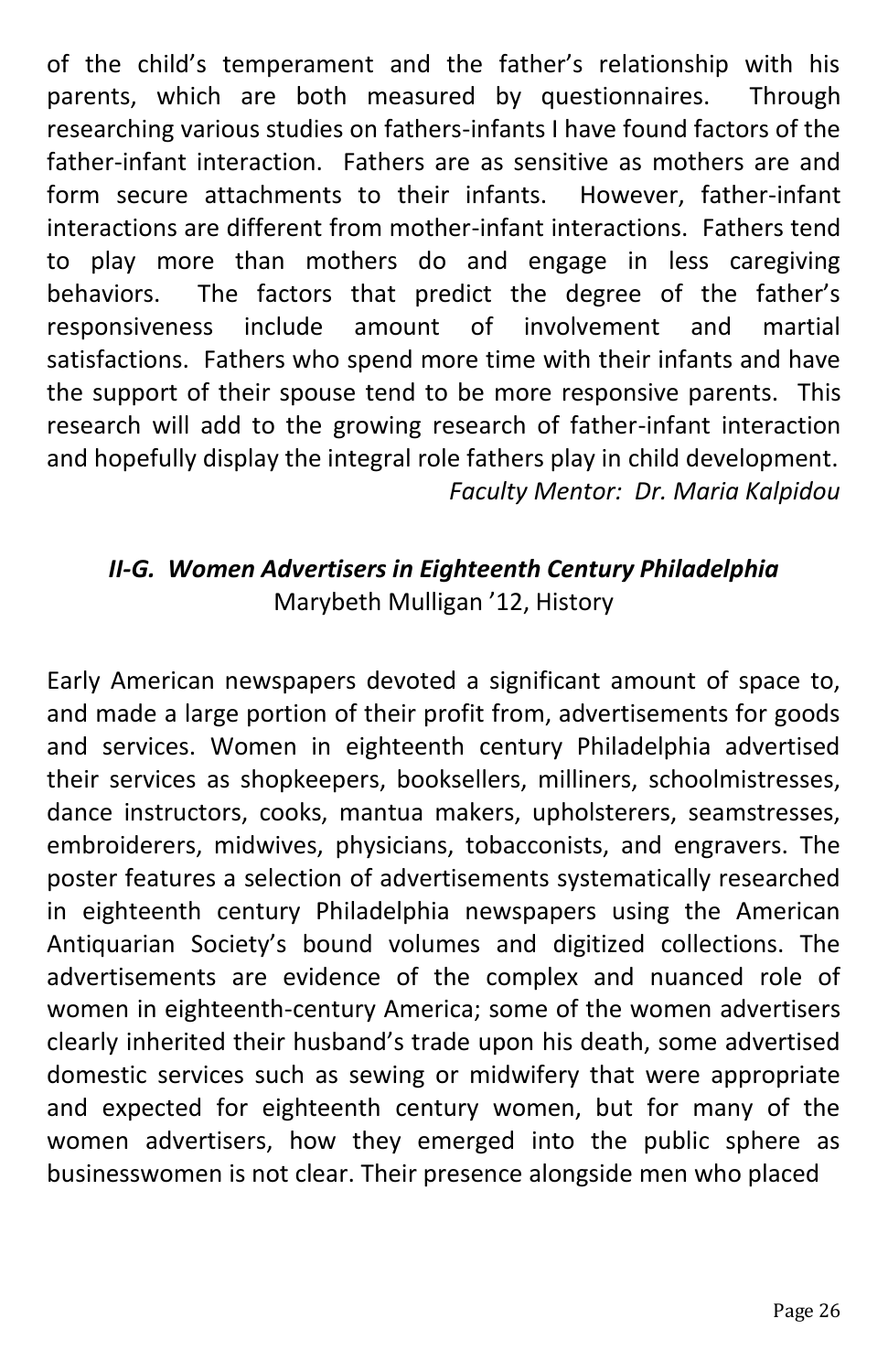of the child's temperament and the father's relationship with his parents, which are both measured by questionnaires. Through researching various studies on fathers-infants I have found factors of the father-infant interaction. Fathers are as sensitive as mothers are and form secure attachments to their infants. However, father-infant interactions are different from mother-infant interactions. Fathers tend to play more than mothers do and engage in less caregiving behaviors. The factors that predict the degree of the father's responsiveness include amount of involvement and martial satisfactions. Fathers who spend more time with their infants and have the support of their spouse tend to be more responsive parents. This research will add to the growing research of father-infant interaction and hopefully display the integral role fathers play in child development.

*Faculty Mentor: Dr. Maria Kalpidou*

### *II-G. Women Advertisers in Eighteenth Century Philadelphia*

Marybeth Mulligan '12, History

Early American newspapers devoted a significant amount of space to, and made a large portion of their profit from, advertisements for goods and services. Women in eighteenth century Philadelphia advertised their services as shopkeepers, booksellers, milliners, schoolmistresses, dance instructors, cooks, mantua makers, upholsterers, seamstresses, embroiderers, midwives, physicians, tobacconists, and engravers. The poster features a selection of advertisements systematically researched in eighteenth century Philadelphia newspapers using the American Antiquarian Society's bound volumes and digitized collections. The advertisements are evidence of the complex and nuanced role of women in eighteenth-century America; some of the women advertisers clearly inherited their husband's trade upon his death, some advertised domestic services such as sewing or midwifery that were appropriate and expected for eighteenth century women, but for many of the women advertisers, how they emerged into the public sphere as businesswomen is not clear. Their presence alongside men who placed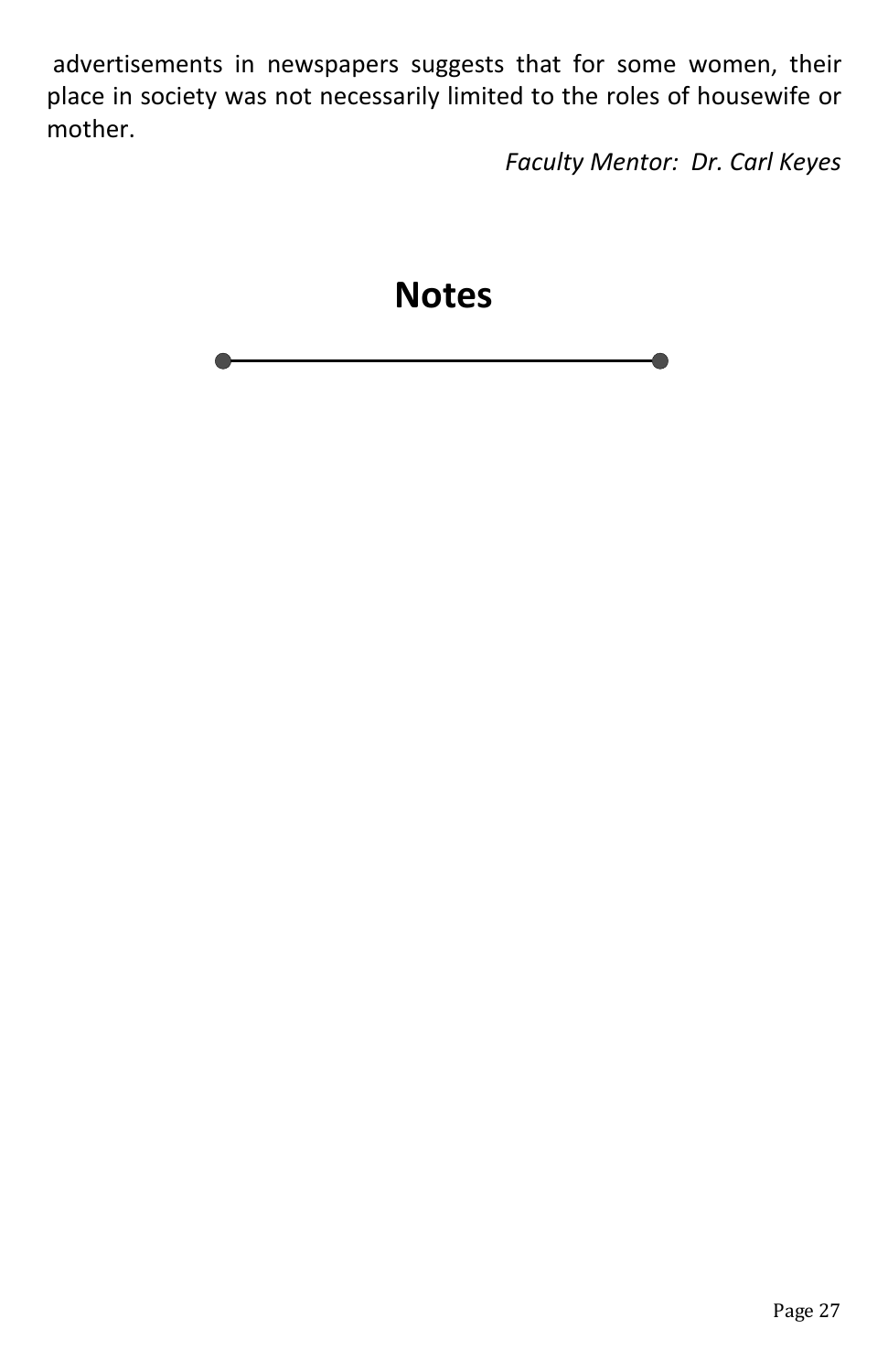advertisements in newspapers suggests that for some women, their place in society was not necessarily limited to the roles of housewife or mother.

*Faculty Mentor: Dr. Carl Keyes*

# Notes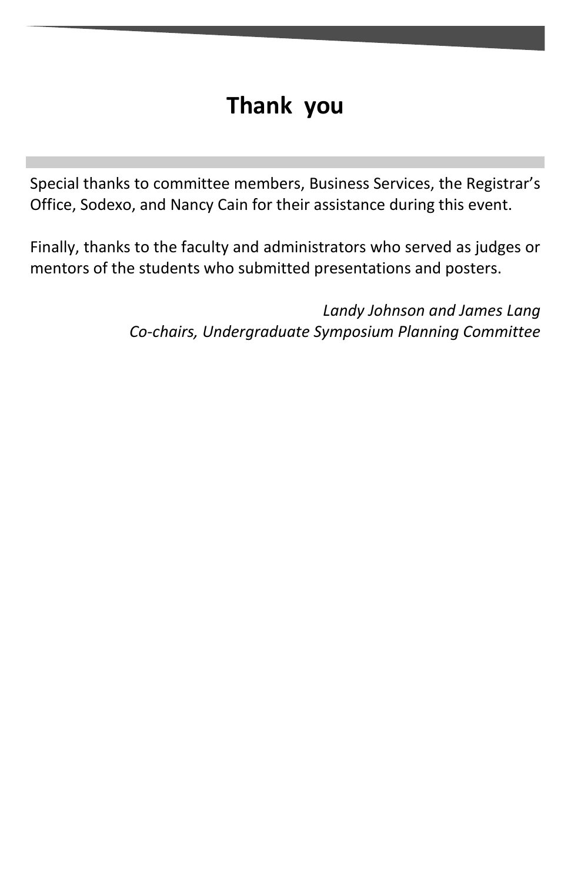# Thank you

Special thanks to committee members, Business Services, the Registrar's Office, Sodexo, and Nancy Cain for their assistance during this event.

Finally, thanks to the faculty and administrators who served as judges or mentors of the students who submitted presentations and posters.

*Landy Johnson and James Lang*
*Co-chairs, Undergraduate Symposium Planning Committee*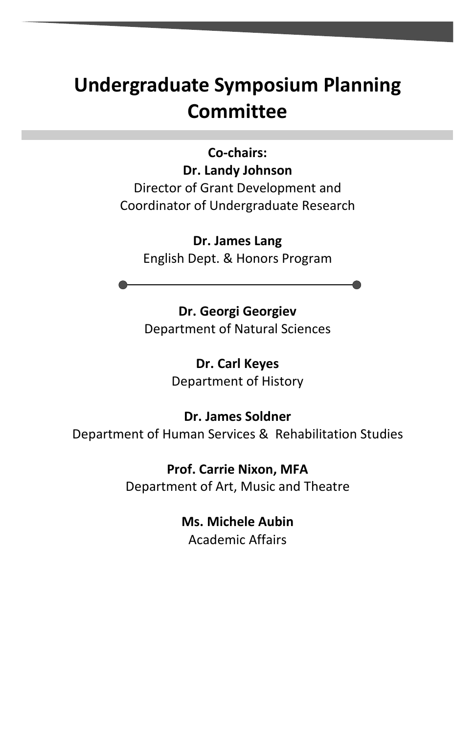# Undergraduate Symposium Planning Committee

**Co-chairs:**

**Dr. Landy Johnson**
Director of Grant Development and
Coordinator of Undergraduate Research

**Dr. James Lang**
English Dept. & Honors Program

---

**Dr. Georgi Georgiev**
Department of Natural Sciences

**Dr. Carl Keyes**
Department of History

**Dr. James Soldner**
Department of Human Services & Rehabilitation Studies

**Prof. Carrie Nixon, MFA**
Department of Art, Music and Theatre

**Ms. Michele Aubin**
Academic Affairs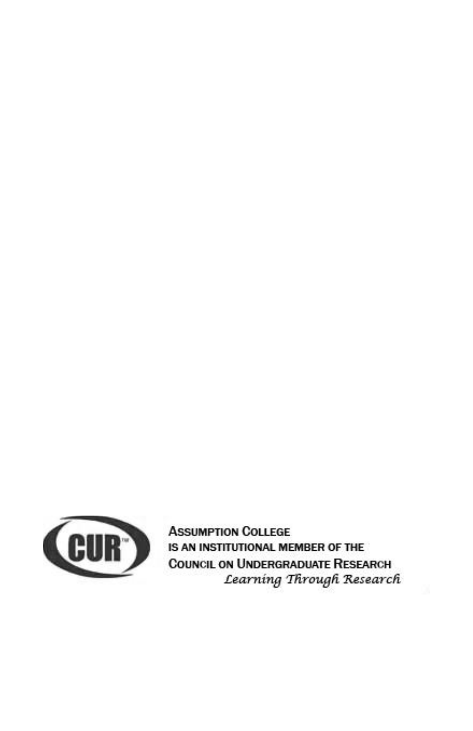Assumption College
is an institutional member of the
Council on Undergraduate Research

*Learning Through Research*